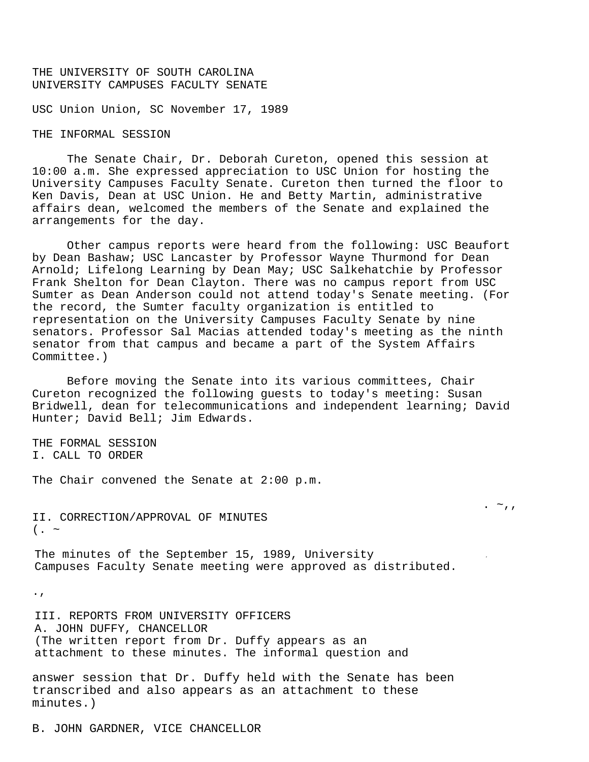# THE UNIVERSITY OF SOUTH CAROLINA
# UNIVERSITY CAMPUSES FACULTY SENATE

USC Union Union, SC November 17, 1989

## THE INFORMAL SESSION

The Senate Chair, Dr. Deborah Cureton, opened this session at 10:00 a.m. She expressed appreciation to USC Union for hosting the University Campuses Faculty Senate. Cureton then turned the floor to Ken Davis, Dean at USC Union. He and Betty Martin, administrative affairs dean, welcomed the members of the Senate and explained the arrangements for the day.

Other campus reports were heard from the following: USC Beaufort by Dean Bashaw; USC Lancaster by Professor Wayne Thurmond for Dean Arnold; Lifelong Learning by Dean May; USC Salkehatchie by Professor Frank Shelton for Dean Clayton. There was no campus report from USC Sumter as Dean Anderson could not attend today's Senate meeting. (For the record, the Sumter faculty organization is entitled to representation on the University Campuses Faculty Senate by nine senators. Professor Sal Macias attended today's meeting as the ninth senator from that campus and became a part of the System Affairs Committee.)

Before moving the Senate into its various committees, Chair Cureton recognized the following guests to today's meeting: Susan Bridwell, dean for telecommunications and independent learning; David Hunter; David Bell; Jim Edwards.

## THE FORMAL SESSION

### I. CALL TO ORDER

The Chair convened the Senate at 2:00 p.m.

### II. CORRECTION/APPROVAL OF MINUTES

The minutes of the September 15, 1989, University Campuses Faculty Senate meeting were approved as distributed.

### III. REPORTS FROM UNIVERSITY OFFICERS

#### A. JOHN DUFFY, CHANCELLOR

(The written report from Dr. Duffy appears as an attachment to these minutes. The informal question and answer session that Dr. Duffy held with the Senate has been transcribed and also appears as an attachment to these minutes.)

#### B. JOHN GARDNER, VICE CHANCELLOR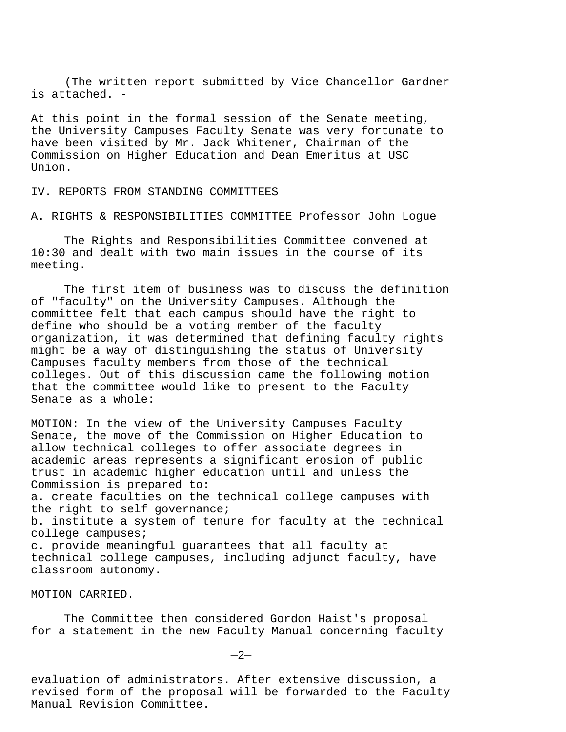(The written report submitted by Vice Chancellor Gardner is attached. -

At this point in the formal session of the Senate meeting, the University Campuses Faculty Senate was very fortunate to have been visited by Mr. Jack Whitener, Chairman of the Commission on Higher Education and Dean Emeritus at USC Union.

## IV. REPORTS FROM STANDING COMMITTEES

### A. RIGHTS & RESPONSIBILITIES COMMITTEE Professor John Logue

The Rights and Responsibilities Committee convened at 10:30 and dealt with two main issues in the course of its meeting.

The first item of business was to discuss the definition of "faculty" on the University Campuses. Although the committee felt that each campus should have the right to define who should be a voting member of the faculty organization, it was determined that defining faculty rights might be a way of distinguishing the status of University Campuses faculty members from those of the technical colleges. Out of this discussion came the following motion that the committee would like to present to the Faculty Senate as a whole:

MOTION: In the view of the University Campuses Faculty Senate, the move of the Commission on Higher Education to allow technical colleges to offer associate degrees in academic areas represents a significant erosion of public trust in academic higher education until and unless the Commission is prepared to:

a. create faculties on the technical college campuses with the right to self governance;
b. institute a system of tenure for faculty at the technical college campuses;
c. provide meaningful guarantees that all faculty at technical college campuses, including adjunct faculty, have classroom autonomy.

MOTION CARRIED.

The Committee then considered Gordon Haist's proposal for a statement in the new Faculty Manual concerning faculty evaluation of administrators. After extensive discussion, a revised form of the proposal will be forwarded to the Faculty Manual Revision Committee.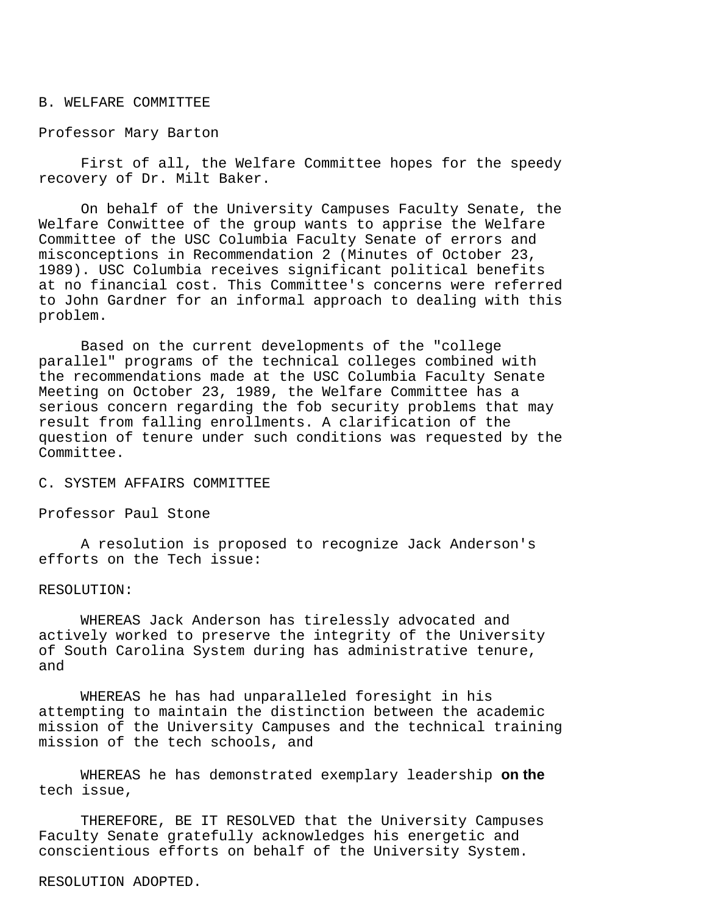B. WELFARE COMMITTEE

Professor Mary Barton

First of all, the Welfare Committee hopes for the speedy recovery of Dr. Milt Baker.

On behalf of the University Campuses Faculty Senate, the Welfare Conwittee of the group wants to apprise the Welfare Committee of the USC Columbia Faculty Senate of errors and misconceptions in Recommendation 2 (Minutes of October 23, 1989). USC Columbia receives significant political benefits at no financial cost. This Committee's concerns were referred to John Gardner for an informal approach to dealing with this problem.

Based on the current developments of the "college parallel" programs of the technical colleges combined with the recommendations made at the USC Columbia Faculty Senate Meeting on October 23, 1989, the Welfare Committee has a serious concern regarding the fob security problems that may result from falling enrollments. A clarification of the question of tenure under such conditions was requested by the Committee.

C. SYSTEM AFFAIRS COMMITTEE

Professor Paul Stone

A resolution is proposed to recognize Jack Anderson's efforts on the Tech issue:

RESOLUTION:

WHEREAS Jack Anderson has tirelessly advocated and actively worked to preserve the integrity of the University of South Carolina System during has administrative tenure, and

WHEREAS he has had unparalleled foresight in his attempting to maintain the distinction between the academic mission of the University Campuses and the technical training mission of the tech schools, and

WHEREAS he has demonstrated exemplary leadership on the tech issue,

THEREFORE, BE IT RESOLVED that the University Campuses Faculty Senate gratefully acknowledges his energetic and conscientious efforts on behalf of the University System.

RESOLUTION ADOPTED.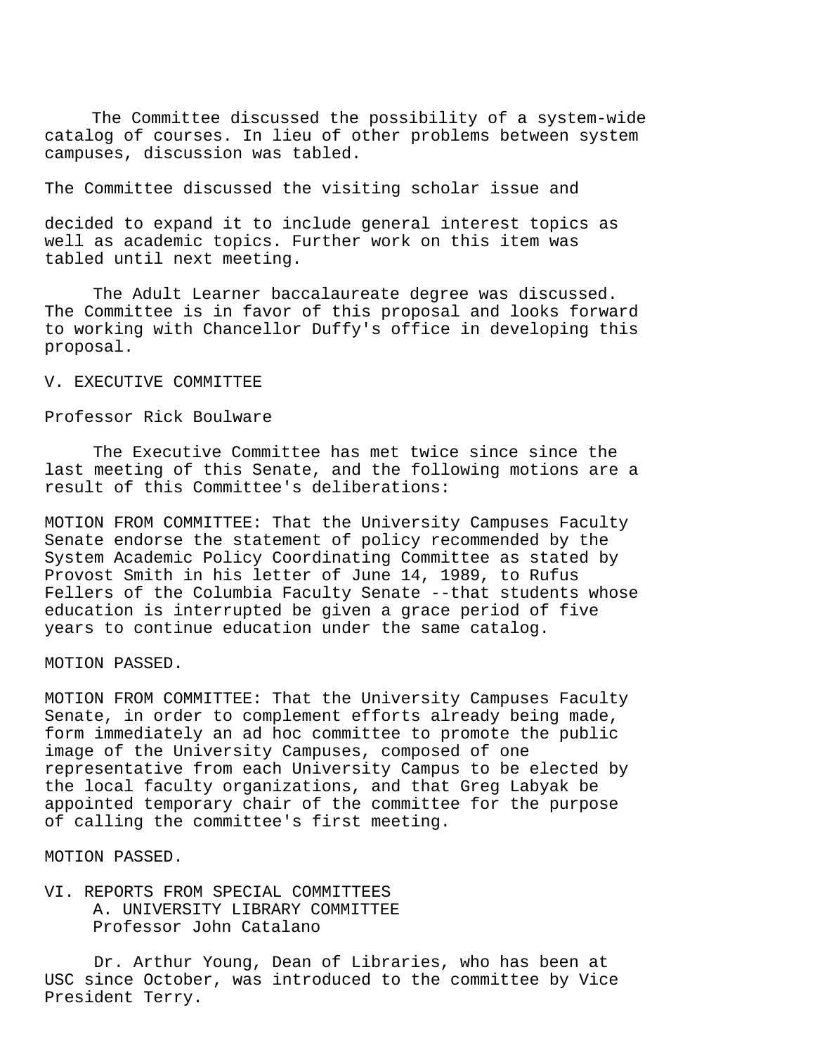The Committee discussed the possibility of a system-wide catalog of courses. In lieu of other problems between system campuses, discussion was tabled.

The Committee discussed the visiting scholar issue and

decided to expand it to include general interest topics as well as academic topics. Further work on this item was tabled until next meeting.

The Adult Learner baccalaureate degree was discussed. The Committee is in favor of this proposal and looks forward to working with Chancellor Duffy's office in developing this proposal.

## V. EXECUTIVE COMMITTEE

Professor Rick Boulware

The Executive Committee has met twice since since the last meeting of this Senate, and the following motions are a result of this Committee's deliberations:

MOTION FROM COMMITTEE: That the University Campuses Faculty Senate endorse the statement of policy recommended by the System Academic Policy Coordinating Committee as stated by Provost Smith in his letter of June 14, 1989, to Rufus Fellers of the Columbia Faculty Senate --that students whose education is interrupted be given a grace period of five years to continue education under the same catalog.

MOTION PASSED.

MOTION FROM COMMITTEE: That the University Campuses Faculty Senate, in order to complement efforts already being made, form immediately an ad hoc committee to promote the public image of the University Campuses, composed of one representative from each University Campus to be elected by the local faculty organizations, and that Greg Labyak be appointed temporary chair of the committee for the purpose of calling the committee's first meeting.

MOTION PASSED.

## VI. REPORTS FROM SPECIAL COMMITTEES

### A. UNIVERSITY LIBRARY COMMITTEE

Professor John Catalano

Dr. Arthur Young, Dean of Libraries, who has been at USC since October, was introduced to the committee by Vice President Terry.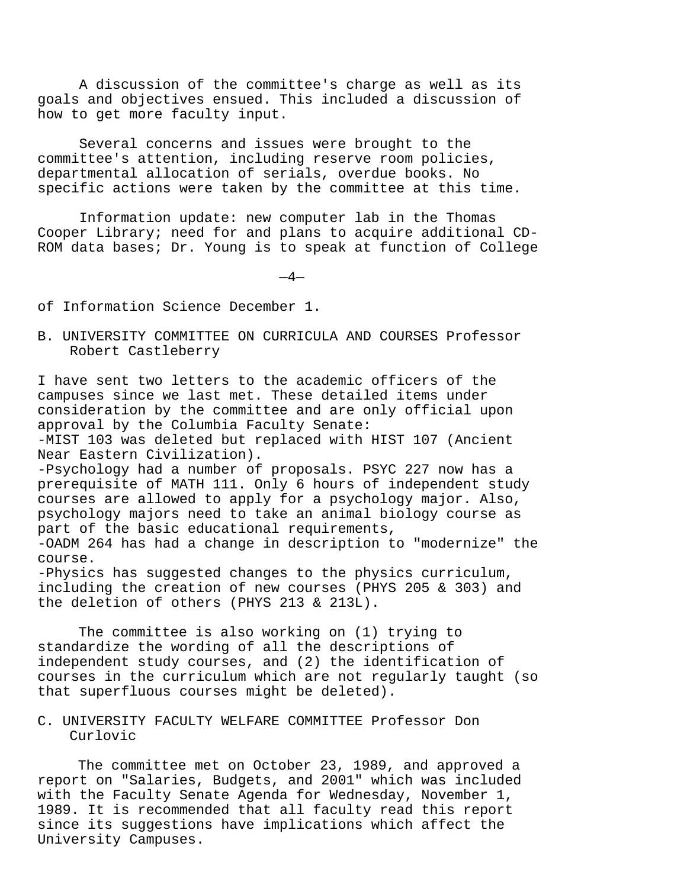A discussion of the committee's charge as well as its goals and objectives ensued. This included a discussion of how to get more faculty input.

Several concerns and issues were brought to the committee's attention, including reserve room policies, departmental allocation of serials, overdue books. No specific actions were taken by the committee at this time.

Information update: new computer lab in the Thomas Cooper Library; need for and plans to acquire additional CD-ROM data bases; Dr. Young is to speak at function of College of Information Science December 1.

B. UNIVERSITY COMMITTEE ON CURRICULA AND COURSES Professor Robert Castleberry

I have sent two letters to the academic officers of the campuses since we last met. These detailed items under consideration by the committee and are only official upon approval by the Columbia Faculty Senate:

- MIST 103 was deleted but replaced with HIST 107 (Ancient Near Eastern Civilization).
- Psychology had a number of proposals. PSYC 227 now has a prerequisite of MATH 111. Only 6 hours of independent study courses are allowed to apply for a psychology major. Also, psychology majors need to take an animal biology course as part of the basic educational requirements,
- OADM 264 has had a change in description to "modernize" the course.
- Physics has suggested changes to the physics curriculum, including the creation of new courses (PHYS 205 & 303) and the deletion of others (PHYS 213 & 213L).

The committee is also working on (1) trying to standardize the wording of all the descriptions of independent study courses, and (2) the identification of courses in the curriculum which are not regularly taught (so that superfluous courses might be deleted).

C. UNIVERSITY FACULTY WELFARE COMMITTEE Professor Don Curlovic

The committee met on October 23, 1989, and approved a report on "Salaries, Budgets, and 2001" which was included with the Faculty Senate Agenda for Wednesday, November 1, 1989. It is recommended that all faculty read this report since its suggestions have implications which affect the University Campuses.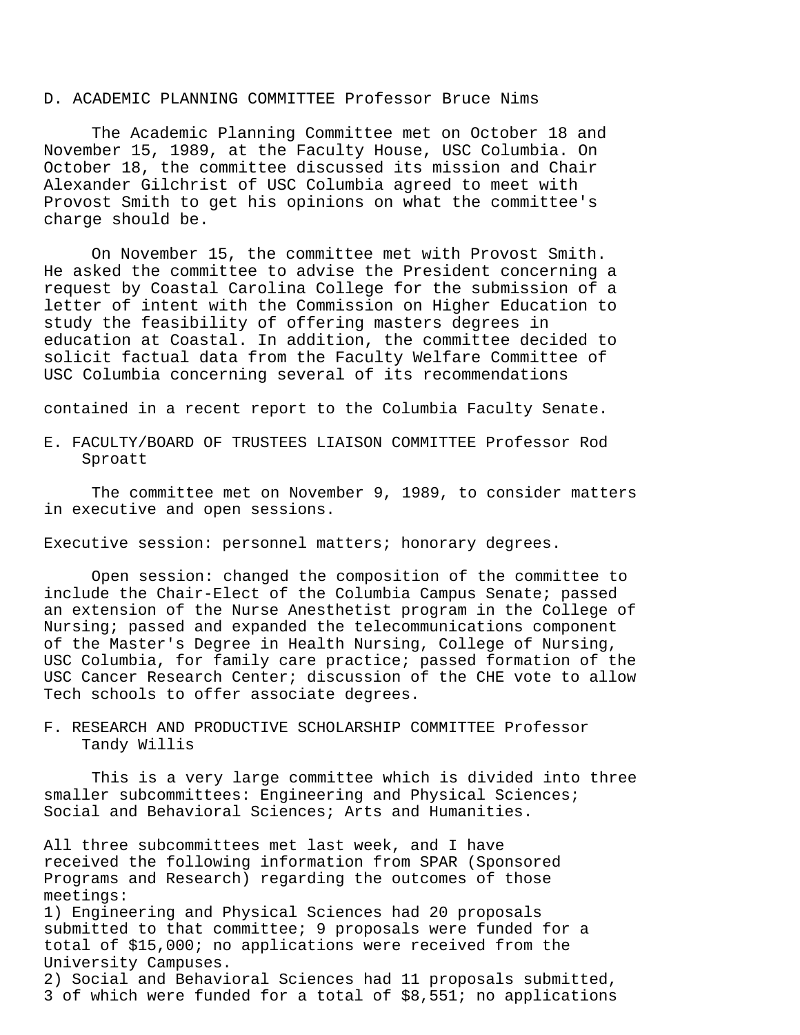D. ACADEMIC PLANNING COMMITTEE Professor Bruce Nims

The Academic Planning Committee met on October 18 and November 15, 1989, at the Faculty House, USC Columbia. On October 18, the committee discussed its mission and Chair Alexander Gilchrist of USC Columbia agreed to meet with Provost Smith to get his opinions on what the committee's charge should be.

On November 15, the committee met with Provost Smith. He asked the committee to advise the President concerning a request by Coastal Carolina College for the submission of a letter of intent with the Commission on Higher Education to study the feasibility of offering masters degrees in education at Coastal. In addition, the committee decided to solicit factual data from the Faculty Welfare Committee of USC Columbia concerning several of its recommendations contained in a recent report to the Columbia Faculty Senate.

E. FACULTY/BOARD OF TRUSTEES LIAISON COMMITTEE Professor Rod Sproatt

The committee met on November 9, 1989, to consider matters in executive and open sessions.

Executive session: personnel matters; honorary degrees.

Open session: changed the composition of the committee to include the Chair-Elect of the Columbia Campus Senate; passed an extension of the Nurse Anesthetist program in the College of Nursing; passed and expanded the telecommunications component of the Master's Degree in Health Nursing, College of Nursing, USC Columbia, for family care practice; passed formation of the USC Cancer Research Center; discussion of the CHE vote to allow Tech schools to offer associate degrees.

F. RESEARCH AND PRODUCTIVE SCHOLARSHIP COMMITTEE Professor Tandy Willis

This is a very large committee which is divided into three smaller subcommittees: Engineering and Physical Sciences; Social and Behavioral Sciences; Arts and Humanities.

All three subcommittees met last week, and I have received the following information from SPAR (Sponsored Programs and Research) regarding the outcomes of those meetings:

1) Engineering and Physical Sciences had 20 proposals submitted to that committee; 9 proposals were funded for a total of $15,000; no applications were received from the University Campuses.

2) Social and Behavioral Sciences had 11 proposals submitted, 3 of which were funded for a total of $8,551; no applications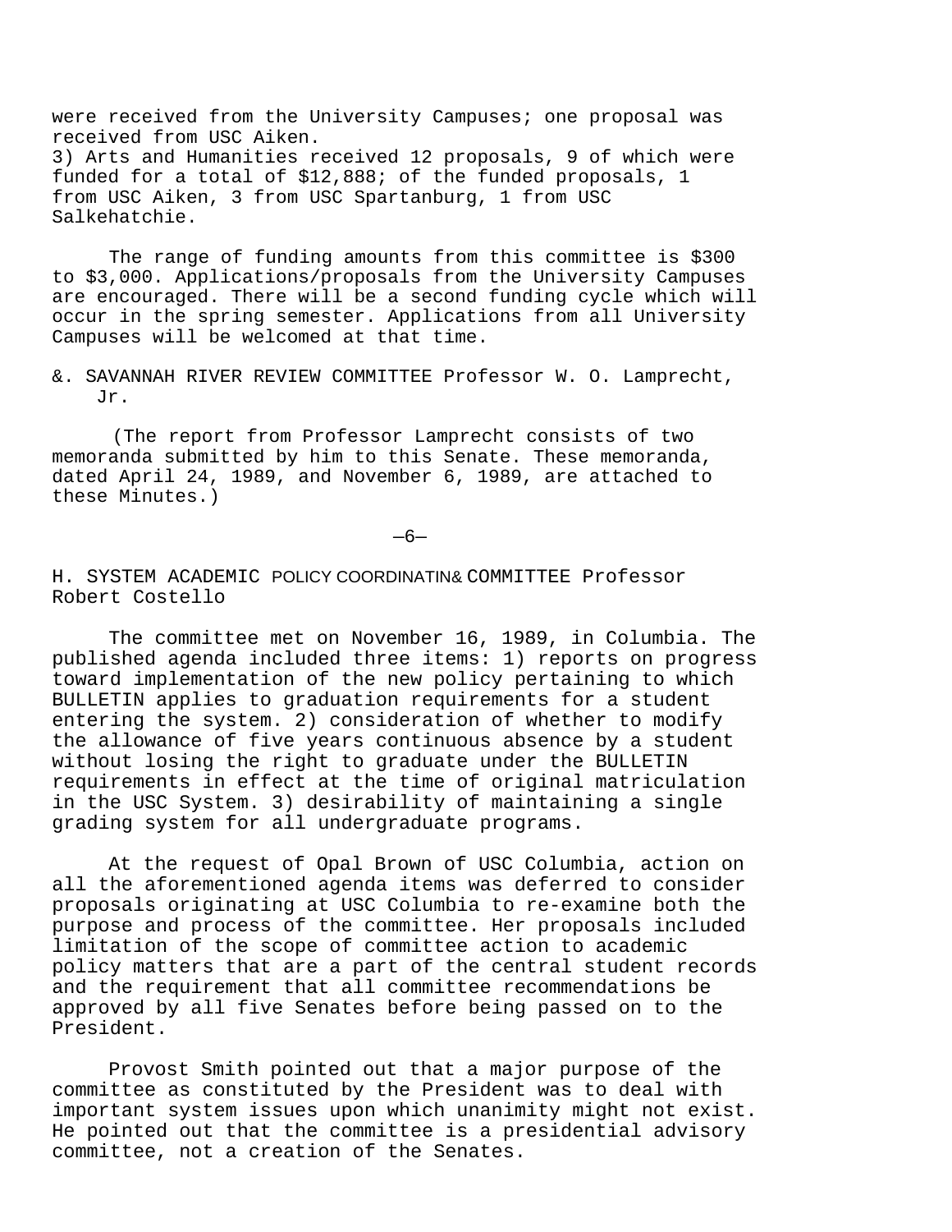were received from the University Campuses; one proposal was received from USC Aiken.
3) Arts and Humanities received 12 proposals, 9 of which were funded for a total of $12,888; of the funded proposals, 1 from USC Aiken, 3 from USC Spartanburg, 1 from USC Salkehatchie.

The range of funding amounts from this committee is $300 to $3,000. Applications/proposals from the University Campuses are encouraged. There will be a second funding cycle which will occur in the spring semester. Applications from all University Campuses will be welcomed at that time.

&. SAVANNAH RIVER REVIEW COMMITTEE Professor W. O. Lamprecht, Jr.

(The report from Professor Lamprecht consists of two memoranda submitted by him to this Senate. These memoranda, dated April 24, 1989, and November 6, 1989, are attached to these Minutes.)

H. SYSTEM ACADEMIC POLICY COORDINATIN& COMMITTEE Professor Robert Costello

The committee met on November 16, 1989, in Columbia. The published agenda included three items: 1) reports on progress toward implementation of the new policy pertaining to which BULLETIN applies to graduation requirements for a student entering the system. 2) consideration of whether to modify the allowance of five years continuous absence by a student without losing the right to graduate under the BULLETIN requirements in effect at the time of original matriculation in the USC System. 3) desirability of maintaining a single grading system for all undergraduate programs.

At the request of Opal Brown of USC Columbia, action on all the aforementioned agenda items was deferred to consider proposals originating at USC Columbia to re-examine both the purpose and process of the committee. Her proposals included limitation of the scope of committee action to academic policy matters that are a part of the central student records and the requirement that all committee recommendations be approved by all five Senates before being passed on to the President.

Provost Smith pointed out that a major purpose of the committee as constituted by the President was to deal with important system issues upon which unanimity might not exist. He pointed out that the committee is a presidential advisory committee, not a creation of the Senates.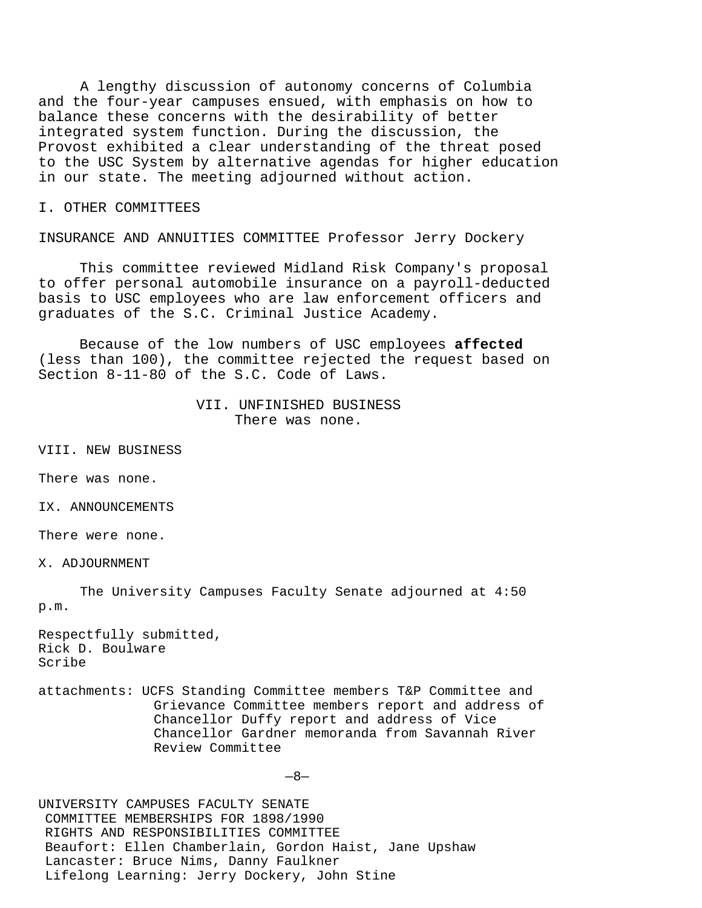A lengthy discussion of autonomy concerns of Columbia and the four-year campuses ensued, with emphasis on how to balance these concerns with the desirability of better integrated system function. During the discussion, the Provost exhibited a clear understanding of the threat posed to the USC System by alternative agendas for higher education in our state. The meeting adjourned without action.

I. OTHER COMMITTEES

INSURANCE AND ANNUITIES COMMITTEE Professor Jerry Dockery

This committee reviewed Midland Risk Company's proposal to offer personal automobile insurance on a payroll-deducted basis to USC employees who are law enforcement officers and graduates of the S.C. Criminal Justice Academy.

Because of the low numbers of USC employees **affected** (less than 100), the committee rejected the request based on Section 8-11-80 of the S.C. Code of Laws.

VII. UNFINISHED BUSINESS
There was none.

VIII. NEW BUSINESS

There was none.

IX. ANNOUNCEMENTS

There were none.

X. ADJOURNMENT

The University Campuses Faculty Senate adjourned at 4:50 p.m.

Respectfully submitted,
Rick D. Boulware
Scribe

attachments: UCFS Standing Committee members T&P Committee and Grievance Committee members report and address of Chancellor Duffy report and address of Vice Chancellor Gardner memoranda from Savannah River Review Committee

UNIVERSITY CAMPUSES FACULTY SENATE
COMMITTEE MEMBERSHIPS FOR 1898/1990
RIGHTS AND RESPONSIBILITIES COMMITTEE
Beaufort: Ellen Chamberlain, Gordon Haist, Jane Upshaw
Lancaster: Bruce Nims, Danny Faulkner
Lifelong Learning: Jerry Dockery, John Stine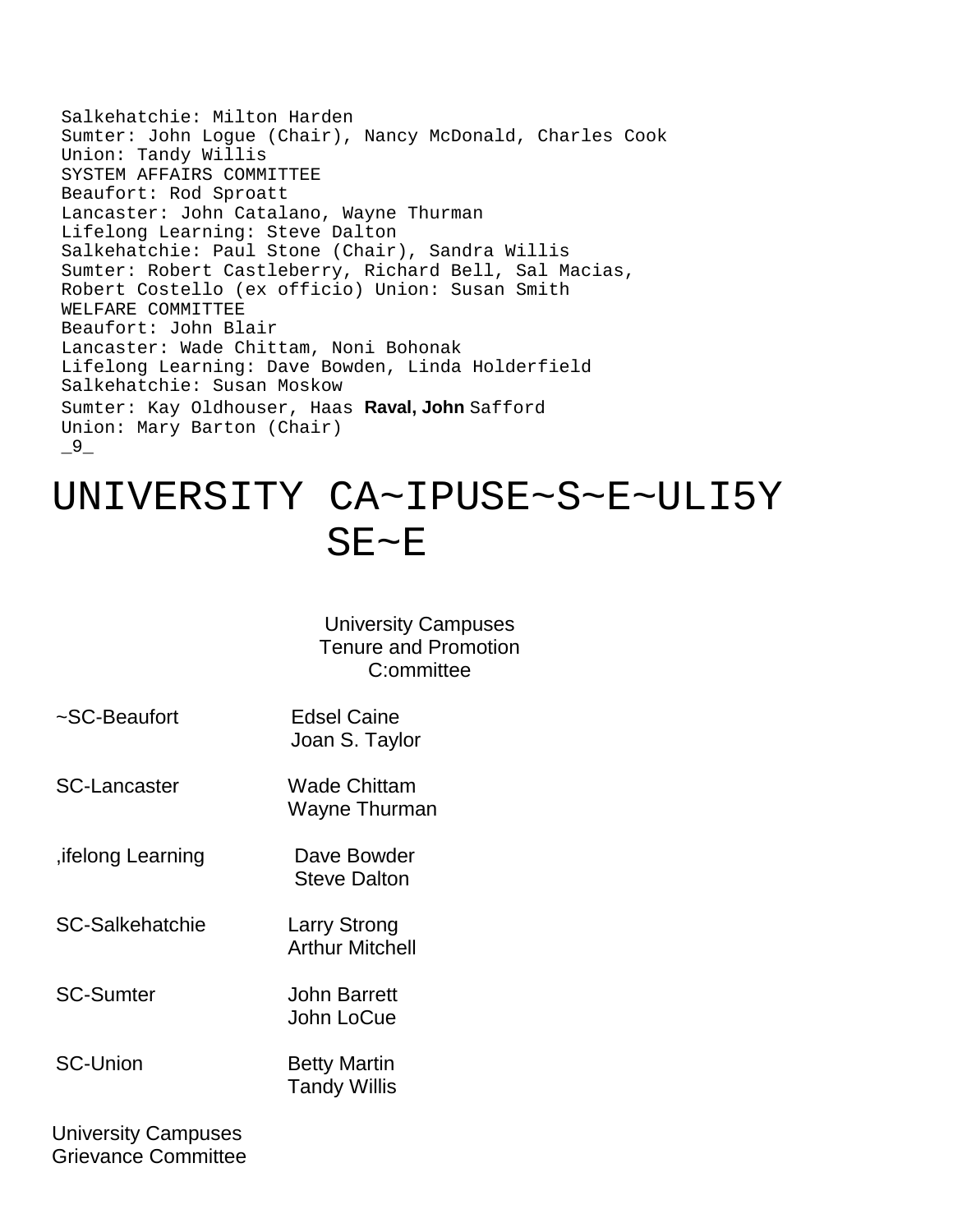Salkehatchie: Milton Harden
Sumter: John Logue (Chair), Nancy McDonald, Charles Cook
Union: Tandy Willis

SYSTEM AFFAIRS COMMITTEE

Beaufort: Rod Sproatt
Lancaster: John Catalano, Wayne Thurman
Lifelong Learning: Steve Dalton
Salkehatchie: Paul Stone (Chair), Sandra Willis
Sumter: Robert Castleberry, Richard Bell, Sal Macias, Robert Costello (ex officio) Union: Susan Smith

WELFARE COMMITTEE

Beaufort: John Blair
Lancaster: Wade Chittam, Noni Bohonak
Lifelong Learning: Dave Bowden, Linda Holderfield
Salkehatchie: Susan Moskow
Sumter: Kay Oldhouser, Haas **Raval, John** Safford
Union: Mary Barton (Chair)

# UNIVERSITY CA~IPUSE~S~E~ULI5Y SE~E

University Campuses
Tenure and Promotion
C:ommittee

| | |
|---|---|
| ~SC-Beaufort | Edsel Caine<br>Joan S. Taylor |
| SC-Lancaster | Wade Chittam<br>Wayne Thurman |
| ,ifelong Learning | Dave Bowder<br>Steve Dalton |
| SC-Salkehatchie | Larry Strong<br>Arthur Mitchell |
| SC-Sumter | John Barrett<br>John LoCue |
| SC-Union | Betty Martin<br>Tandy Willis |

University Campuses
Grievance Committee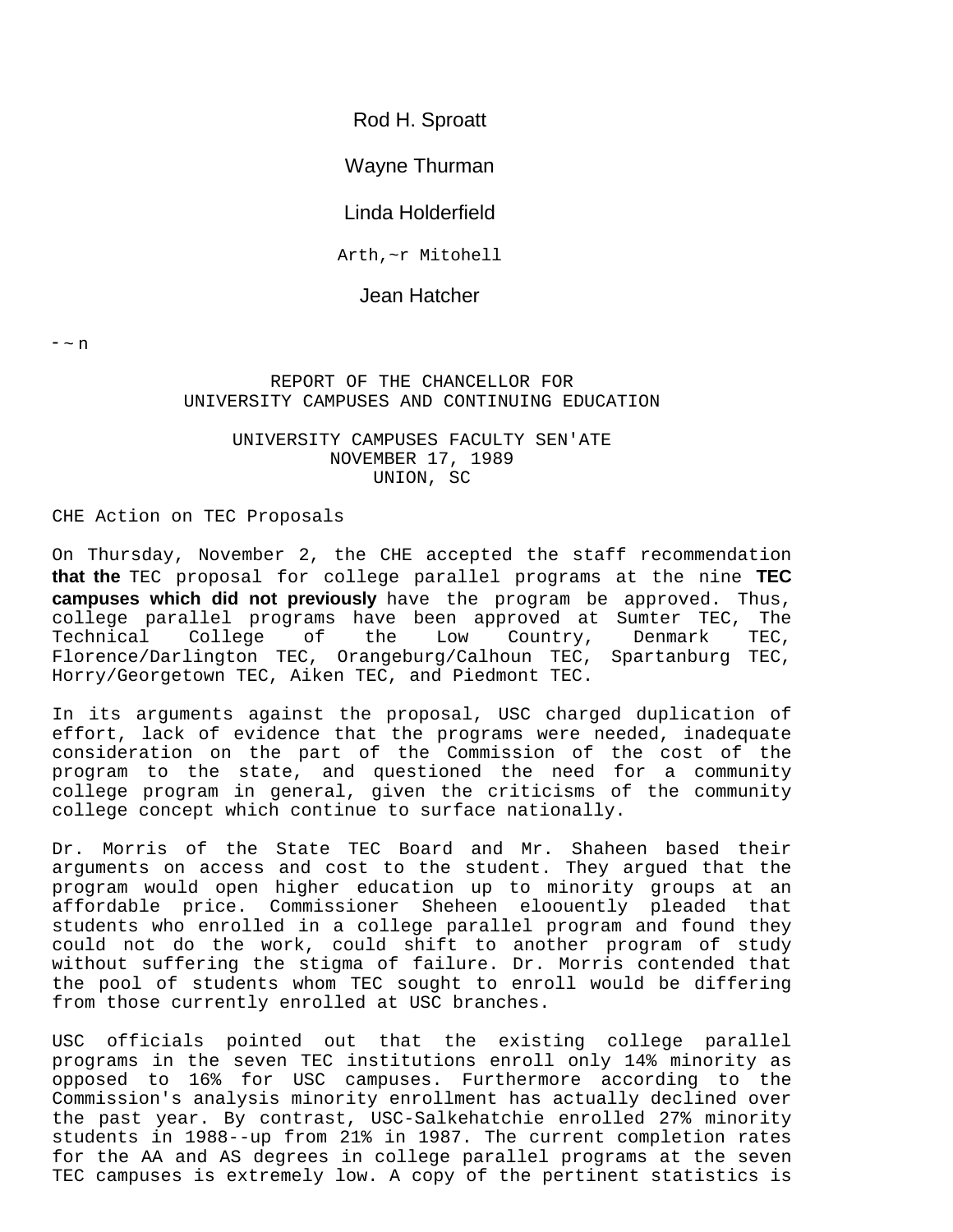Rod H. Sproatt

Wayne Thurman

Linda Holderfield

Arth,~r Mitohell

Jean Hatcher

- ~ n

REPORT OF THE CHANCELLOR FOR
UNIVERSITY CAMPUSES AND CONTINUING EDUCATION

UNIVERSITY CAMPUSES FACULTY SEN'ATE
NOVEMBER 17, 1989
UNION, SC

CHE Action on TEC Proposals

On Thursday, November 2, the CHE accepted the staff recommendation **that the** TEC proposal for college parallel programs at the nine **TEC campuses which did not previously** have the program be approved. Thus, college parallel programs have been approved at Sumter TEC, The Technical College of the Low Country, Denmark TEC, Florence/Darlington TEC, Orangeburg/Calhoun TEC, Spartanburg TEC, Horry/Georgetown TEC, Aiken TEC, and Piedmont TEC.

In its arguments against the proposal, USC charged duplication of effort, lack of evidence that the programs were needed, inadequate consideration on the part of the Commission of the cost of the program to the state, and questioned the need for a community college program in general, given the criticisms of the community college concept which continue to surface nationally.

Dr. Morris of the State TEC Board and Mr. Shaheen based their arguments on access and cost to the student. They argued that the program would open higher education up to minority groups at an affordable price. Commissioner Sheheen eloouently pleaded that students who enrolled in a college parallel program and found they could not do the work, could shift to another program of study without suffering the stigma of failure. Dr. Morris contended that the pool of students whom TEC sought to enroll would be differing from those currently enrolled at USC branches.

USC officials pointed out that the existing college parallel programs in the seven TEC institutions enroll only 14% minority as opposed to 16% for USC campuses. Furthermore according to the Commission's analysis minority enrollment has actually declined over the past year. By contrast, USC-Salkehatchie enrolled 27% minority students in 1988--up from 21% in 1987. The current completion rates for the AA and AS degrees in college parallel programs at the seven TEC campuses is extremely low. A copy of the pertinent statistics is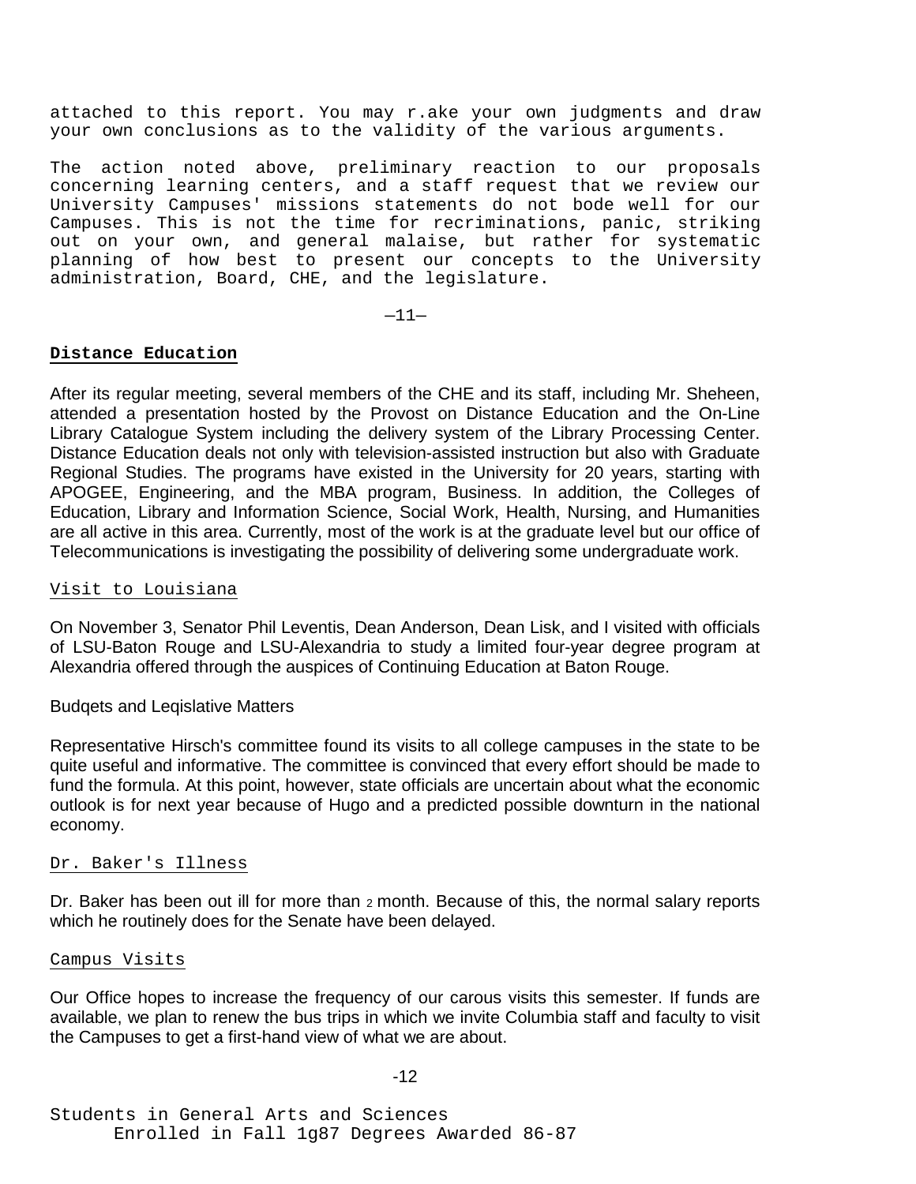attached to this report. You may r.ake your own judgments and draw your own conclusions as to the validity of the various arguments.

The action noted above, preliminary reaction to our proposals concerning learning centers, and a staff request that we review our University Campuses' missions statements do not bode well for our Campuses. This is not the time for recriminations, panic, striking out on your own, and general malaise, but rather for systematic planning of how best to present our concepts to the University administration, Board, CHE, and the legislature.

**Distance Education**

After its regular meeting, several members of the CHE and its staff, including Mr. Sheheen, attended a presentation hosted by the Provost on Distance Education and the On-Line Library Catalogue System including the delivery system of the Library Processing Center. Distance Education deals not only with television-assisted instruction but also with Graduate Regional Studies. The programs have existed in the University for 20 years, starting with APOGEE, Engineering, and the MBA program, Business. In addition, the Colleges of Education, Library and Information Science, Social Work, Health, Nursing, and Humanities are all active in this area. Currently, most of the work is at the graduate level but our office of Telecommunications is investigating the possibility of delivering some undergraduate work.

Visit to Louisiana

On November 3, Senator Phil Leventis, Dean Anderson, Dean Lisk, and I visited with officials of LSU-Baton Rouge and LSU-Alexandria to study a limited four-year degree program at Alexandria offered through the auspices of Continuing Education at Baton Rouge.

Budqets and Leqislative Matters

Representative Hirsch's committee found its visits to all college campuses in the state to be quite useful and informative. The committee is convinced that every effort should be made to fund the formula. At this point, however, state officials are uncertain about what the economic outlook is for next year because of Hugo and a predicted possible downturn in the national economy.

Dr. Baker's Illness

Dr. Baker has been out ill for more than 2 month. Because of this, the normal salary reports which he routinely does for the Senate have been delayed.

Campus Visits

Our Office hopes to increase the frequency of our carous visits this semester. If funds are available, we plan to renew the bus trips in which we invite Columbia staff and faculty to visit the Campuses to get a first-hand view of what we are about.

Students in General Arts and Sciences

Enrolled in Fall 1g87 Degrees Awarded 86-87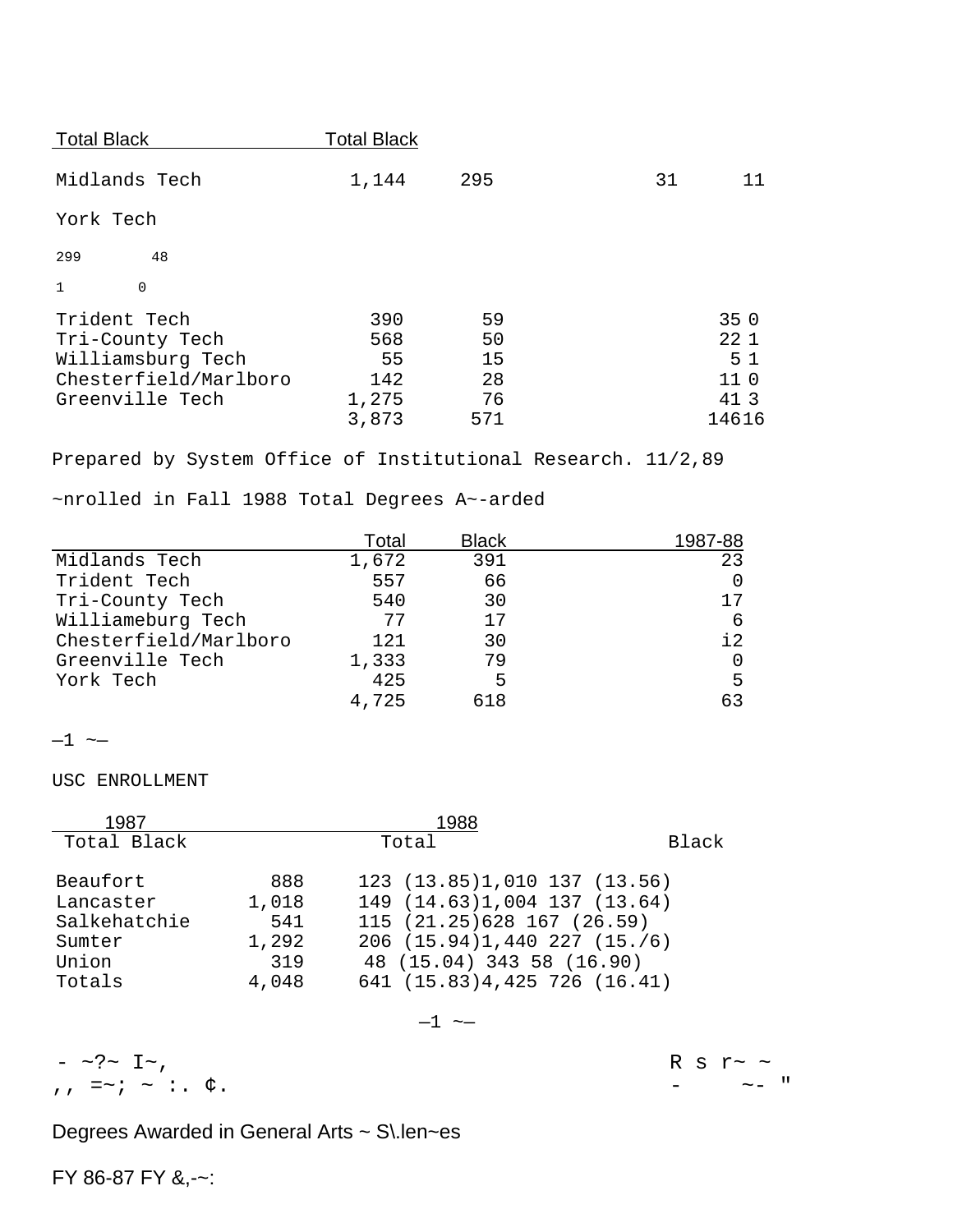| | Total | Black | | Total | Black |
|---|---|---|---|---|---|
| Midlands Tech | 1,144 | 295 | | 31 | 11 |
| York Tech | 299 | 48 | | 1 | 0 |
| Trident Tech | 390 | 59 | | 35 | 0 |
| Tri-County Tech | 568 | 50 | | 22 | 1 |
| Williamsburg Tech | 55 | 15 | | 5 | 1 |
| Chesterfield/Marlboro | 142 | 28 | | 11 | 0 |
| Greenville Tech | 1,275 | 76 | | 41 | 3 |
| | 3,873 | 571 | | 146 | 16 |

Prepared by System Office of Institutional Research. 11/2,89

~nrolled in Fall 1988 Total Degrees A~-arded

| | Total | Black | 1987-88 |
|---|---|---|---|
| Midlands Tech | 1,672 | 391 | 23 |
| Trident Tech | 557 | 66 | 0 |
| Tri-County Tech | 540 | 30 | 17 |
| Williameburg Tech | 77 | 17 | 6 |
| Chesterfield/Marlboro | 121 | 30 | i2 |
| Greenville Tech | 1,333 | 79 | 0 |
| York Tech | 425 | 5 | 5 |
| | 4,725 | 618 | 63 |

—1 ~—

USC ENROLLMENT

| | 1987 | | 1988 | |
|---|---|---|---|---|
| | Total | Black | Total | Black |
| Beaufort | 888 | 123 (13.85) | 1,010 | 137 (13.56) |
| Lancaster | 1,018 | 149 (14.63) | 1,004 | 137 (13.64) |
| Salkehatchie | 541 | 115 (21.25) | 628 | 167 (26.59) |
| Sumter | 1,292 | 206 (15.94) | 1,440 | 227 (15./6) |
| Union | 319 | 48 (15.04) | 343 | 58 (16.90) |
| Totals | 4,048 | 641 (15.83) | 4,425 | 726 (16.41) |

—1 ~—

- ~?~ I~, R s r~ ~
,, =~; ~ :. ¢. - ~- "

Degrees Awarded in General Arts ~ S\.len~es

FY 86-87 FY &,-~: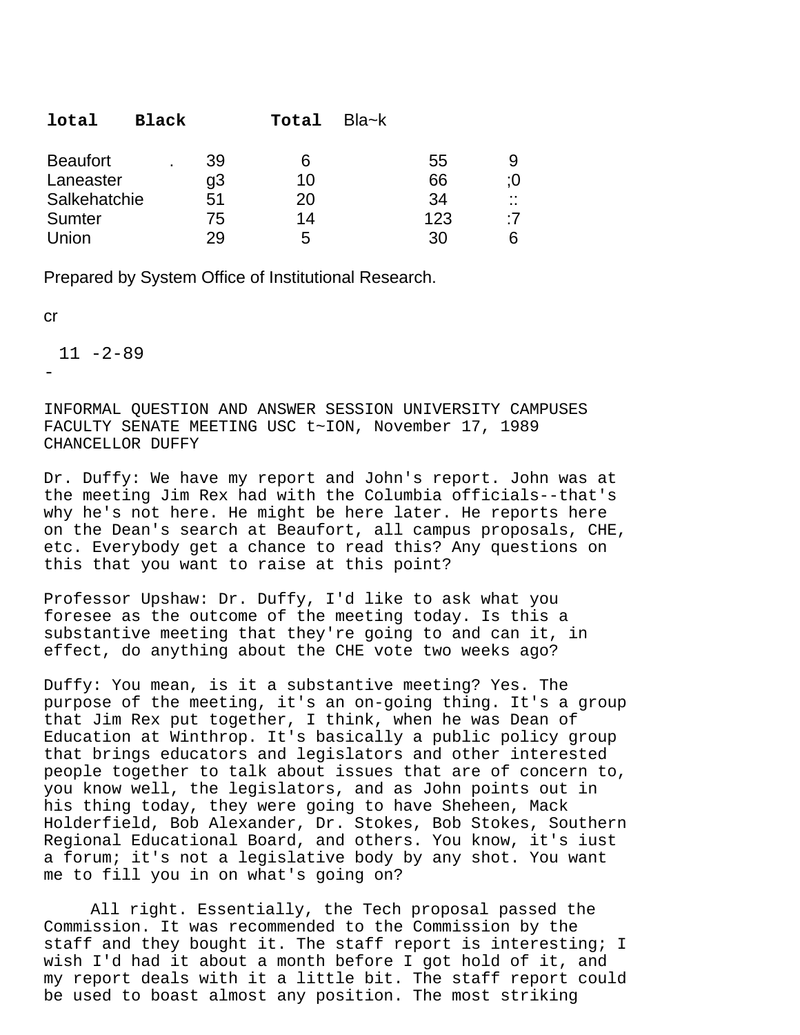| lotal | Black | | Total | Bla~k |
|---|---|---|---|---|
| Beaufort | . 39 | 6 | 55 | 9 |
| Laneaster | g3 | 10 | 66 | ;0 |
| Salkehatchie | 51 | 20 | 34 | :: |
| Sumter | 75 | 14 | 123 | :7 |
| Union | 29 | 5 | 30 | 6 |

Prepared by System Office of Institutional Research.

cr

11 -2-89

-

INFORMAL QUESTION AND ANSWER SESSION UNIVERSITY CAMPUSES FACULTY SENATE MEETING USC t~ION, November 17, 1989 CHANCELLOR DUFFY

Dr. Duffy: We have my report and John's report. John was at the meeting Jim Rex had with the Columbia officials--that's why he's not here. He might be here later. He reports here on the Dean's search at Beaufort, all campus proposals, CHE, etc. Everybody get a chance to read this? Any questions on this that you want to raise at this point?

Professor Upshaw: Dr. Duffy, I'd like to ask what you foresee as the outcome of the meeting today. Is this a substantive meeting that they're going to and can it, in effect, do anything about the CHE vote two weeks ago?

Duffy: You mean, is it a substantive meeting? Yes. The purpose of the meeting, it's an on-going thing. It's a group that Jim Rex put together, I think, when he was Dean of Education at Winthrop. It's basically a public policy group that brings educators and legislators and other interested people together to talk about issues that are of concern to, you know well, the legislators, and as John points out in his thing today, they were going to have Sheheen, Mack Holderfield, Bob Alexander, Dr. Stokes, Bob Stokes, Southern Regional Educational Board, and others. You know, it's iust a forum; it's not a legislative body by any shot. You want me to fill you in on what's going on?

All right. Essentially, the Tech proposal passed the Commission. It was recommended to the Commission by the staff and they bought it. The staff report is interesting; I wish I'd had it about a month before I got hold of it, and my report deals with it a little bit. The staff report could be used to boast almost any position. The most striking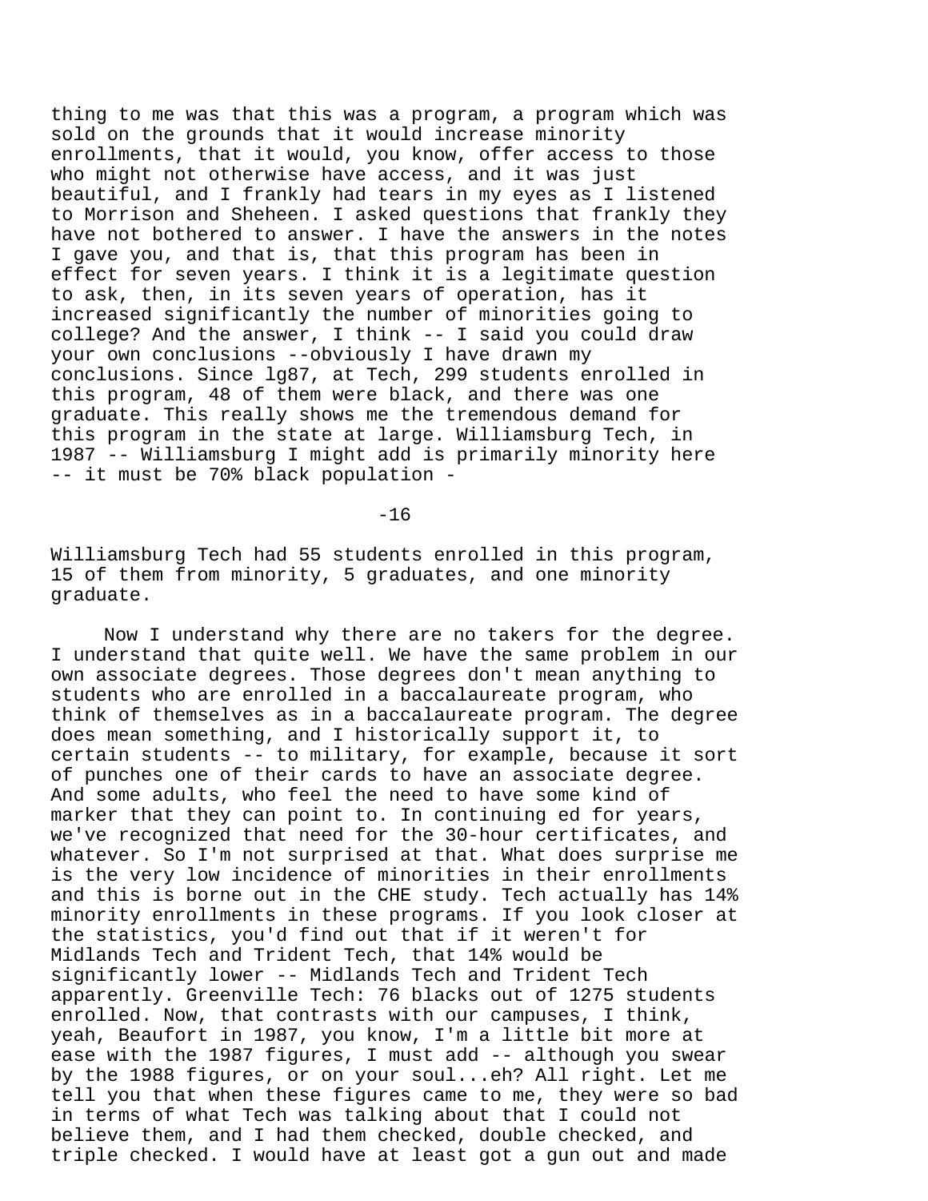thing to me was that this was a program, a program which was sold on the grounds that it would increase minority enrollments, that it would, you know, offer access to those who might not otherwise have access, and it was just beautiful, and I frankly had tears in my eyes as I listened to Morrison and Sheheen. I asked questions that frankly they have not bothered to answer. I have the answers in the notes I gave you, and that is, that this program has been in effect for seven years. I think it is a legitimate question to ask, then, in its seven years of operation, has it increased significantly the number of minorities going to college? And the answer, I think -- I said you could draw your own conclusions --obviously I have drawn my conclusions. Since lg87, at Tech, 299 students enrolled in this program, 48 of them were black, and there was one graduate. This really shows me the tremendous demand for this program in the state at large. Williamsburg Tech, in 1987 -- Williamsburg I might add is primarily minority here -- it must be 70% black population -

Williamsburg Tech had 55 students enrolled in this program, 15 of them from minority, 5 graduates, and one minority graduate.

Now I understand why there are no takers for the degree. I understand that quite well. We have the same problem in our own associate degrees. Those degrees don't mean anything to students who are enrolled in a baccalaureate program, who think of themselves as in a baccalaureate program. The degree does mean something, and I historically support it, to certain students -- to military, for example, because it sort of punches one of their cards to have an associate degree. And some adults, who feel the need to have some kind of marker that they can point to. In continuing ed for years, we've recognized that need for the 30-hour certificates, and whatever. So I'm not surprised at that. What does surprise me is the very low incidence of minorities in their enrollments and this is borne out in the CHE study. Tech actually has 14% minority enrollments in these programs. If you look closer at the statistics, you'd find out that if it weren't for Midlands Tech and Trident Tech, that 14% would be significantly lower -- Midlands Tech and Trident Tech apparently. Greenville Tech: 76 blacks out of 1275 students enrolled. Now, that contrasts with our campuses, I think, yeah, Beaufort in 1987, you know, I'm a little bit more at ease with the 1987 figures, I must add -- although you swear by the 1988 figures, or on your soul...eh? All right. Let me tell you that when these figures came to me, they were so bad in terms of what Tech was talking about that I could not believe them, and I had them checked, double checked, and triple checked. I would have at least got a gun out and made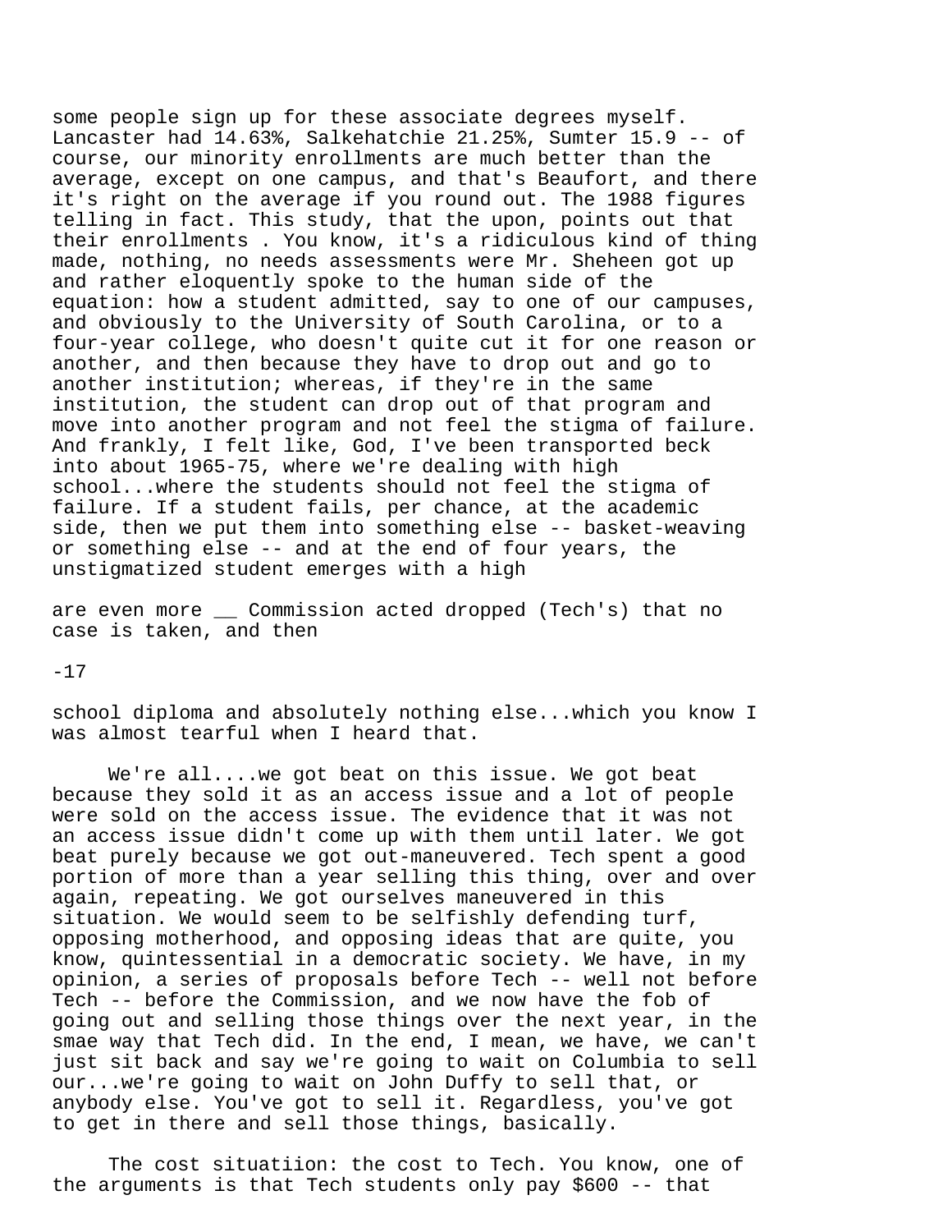some people sign up for these associate degrees myself. Lancaster had 14.63%, Salkehatchie 21.25%, Sumter 15.9 -- of course, our minority enrollments are much better than the average, except on one campus, and that's Beaufort, and there it's right on the average if you round out. The 1988 figures telling in fact. This study, that the upon, points out that their enrollments . You know, it's a ridiculous kind of thing made, nothing, no needs assessments were Mr. Sheheen got up and rather eloquently spoke to the human side of the equation: how a student admitted, say to one of our campuses, and obviously to the University of South Carolina, or to a four-year college, who doesn't quite cut it for one reason or another, and then because they have to drop out and go to another institution; whereas, if they're in the same institution, the student can drop out of that program and move into another program and not feel the stigma of failure. And frankly, I felt like, God, I've been transported beck into about 1965-75, where we're dealing with high school...where the students should not feel the stigma of failure. If a student fails, per chance, at the academic side, then we put them into something else -- basket-weaving or something else -- and at the end of four years, the unstigmatized student emerges with a high

are even more __ Commission acted dropped (Tech's) that no case is taken, and then

school diploma and absolutely nothing else...which you know I was almost tearful when I heard that.

We're all....we got beat on this issue. We got beat because they sold it as an access issue and a lot of people were sold on the access issue. The evidence that it was not an access issue didn't come up with them until later. We got beat purely because we got out-maneuvered. Tech spent a good portion of more than a year selling this thing, over and over again, repeating. We got ourselves maneuvered in this situation. We would seem to be selfishly defending turf, opposing motherhood, and opposing ideas that are quite, you know, quintessential in a democratic society. We have, in my opinion, a series of proposals before Tech -- well not before Tech -- before the Commission, and we now have the fob of going out and selling those things over the next year, in the smae way that Tech did. In the end, I mean, we have, we can't just sit back and say we're going to wait on Columbia to sell our...we're going to wait on John Duffy to sell that, or anybody else. You've got to sell it. Regardless, you've got to get in there and sell those things, basically.

The cost situatiion: the cost to Tech. You know, one of the arguments is that Tech students only pay $600 -- that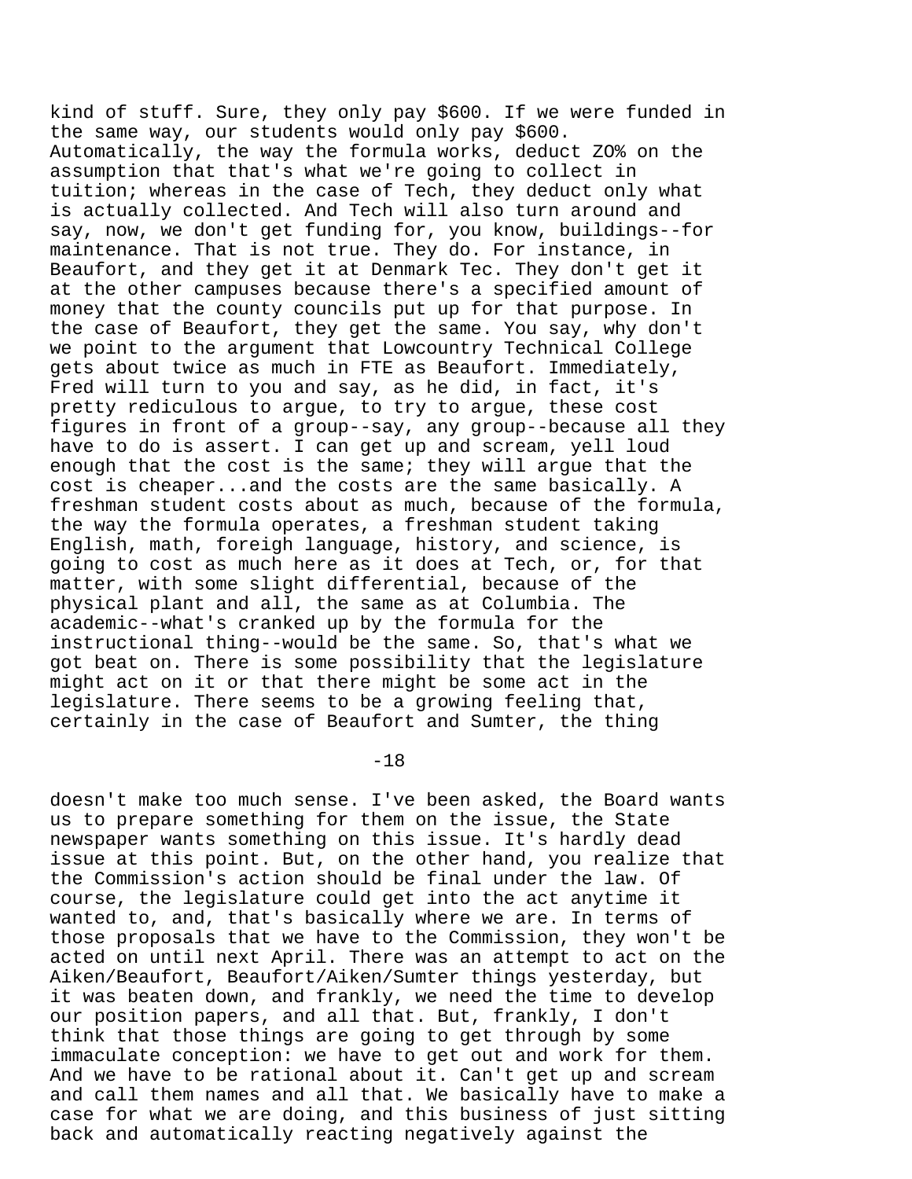kind of stuff. Sure, they only pay $600. If we were funded in the same way, our students would only pay $600. Automatically, the way the formula works, deduct ZO% on the assumption that that's what we're going to collect in tuition; whereas in the case of Tech, they deduct only what is actually collected. And Tech will also turn around and say, now, we don't get funding for, you know, buildings--for maintenance. That is not true. They do. For instance, in Beaufort, and they get it at Denmark Tec. They don't get it at the other campuses because there's a specified amount of money that the county councils put up for that purpose. In the case of Beaufort, they get the same. You say, why don't we point to the argument that Lowcountry Technical College gets about twice as much in FTE as Beaufort. Immediately, Fred will turn to you and say, as he did, in fact, it's pretty rediculous to argue, to try to argue, these cost figures in front of a group--say, any group--because all they have to do is assert. I can get up and scream, yell loud enough that the cost is the same; they will argue that the cost is cheaper...and the costs are the same basically. A freshman student costs about as much, because of the formula, the way the formula operates, a freshman student taking English, math, foreign language, history, and science, is going to cost as much here as it does at Tech, or, for that matter, with some slight differential, because of the physical plant and all, the same as at Columbia. The academic--what's cranked up by the formula for the instructional thing--would be the same. So, that's what we got beat on. There is some possibility that the legislature might act on it or that there might be some act in the legislature. There seems to be a growing feeling that, certainly in the case of Beaufort and Sumter, the thing

doesn't make too much sense. I've been asked, the Board wants us to prepare something for them on the issue, the State newspaper wants something on this issue. It's hardly dead issue at this point. But, on the other hand, you realize that the Commission's action should be final under the law. Of course, the legislature could get into the act anytime it wanted to, and, that's basically where we are. In terms of those proposals that we have to the Commission, they won't be acted on until next April. There was an attempt to act on the Aiken/Beaufort, Beaufort/Aiken/Sumter things yesterday, but it was beaten down, and frankly, we need the time to develop our position papers, and all that. But, frankly, I don't think that those things are going to get through by some immaculate conception: we have to get out and work for them. And we have to be rational about it. Can't get up and scream and call them names and all that. We basically have to make a case for what we are doing, and this business of just sitting back and automatically reacting negatively against the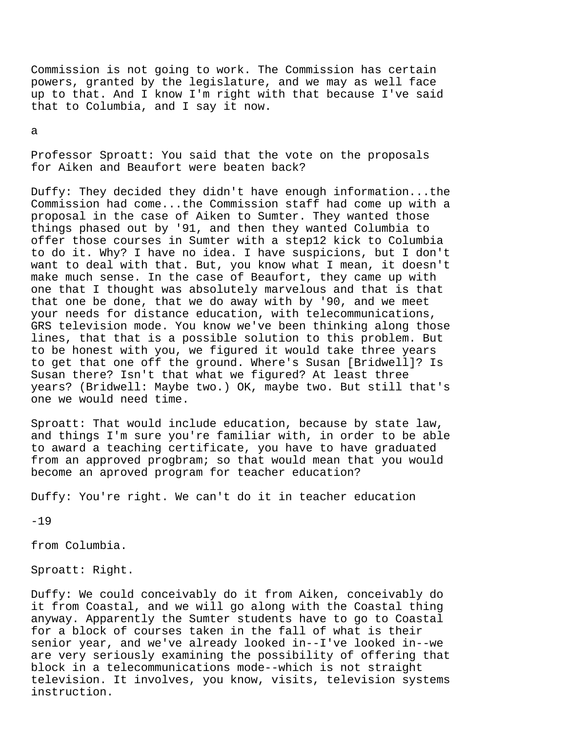Commission is not going to work. The Commission has certain powers, granted by the legislature, and we may as well face up to that. And I know I'm right with that because I've said that to Columbia, and I say it now.

a

Professor Sproatt: You said that the vote on the proposals for Aiken and Beaufort were beaten back?

Duffy: They decided they didn't have enough information...the Commission had come...the Commission staff had come up with a proposal in the case of Aiken to Sumter. They wanted those things phased out by '91, and then they wanted Columbia to offer those courses in Sumter with a step12 kick to Columbia to do it. Why? I have no idea. I have suspicions, but I don't want to deal with that. But, you know what I mean, it doesn't make much sense. In the case of Beaufort, they came up with one that I thought was absolutely marvelous and that is that that one be done, that we do away with by '90, and we meet your needs for distance education, with telecommunications, GRS television mode. You know we've been thinking along those lines, that that is a possible solution to this problem. But to be honest with you, we figured it would take three years to get that one off the ground. Where's Susan [Bridwell]? Is Susan there? Isn't that what we figured? At least three years? (Bridwell: Maybe two.) OK, maybe two. But still that's one we would need time.

Sproatt: That would include education, because by state law, and things I'm sure you're familiar with, in order to be able to award a teaching certificate, you have to have graduated from an approved progbram; so that would mean that you would become an aproved program for teacher education?

Duffy: You're right. We can't do it in teacher education

-19

from Columbia.

Sproatt: Right.

Duffy: We could conceivably do it from Aiken, conceivably do it from Coastal, and we will go along with the Coastal thing anyway. Apparently the Sumter students have to go to Coastal for a block of courses taken in the fall of what is their senior year, and we've already looked in--I've looked in--we are very seriously examining the possibility of offering that block in a telecommunications mode--which is not straight television. It involves, you know, visits, television systems instruction.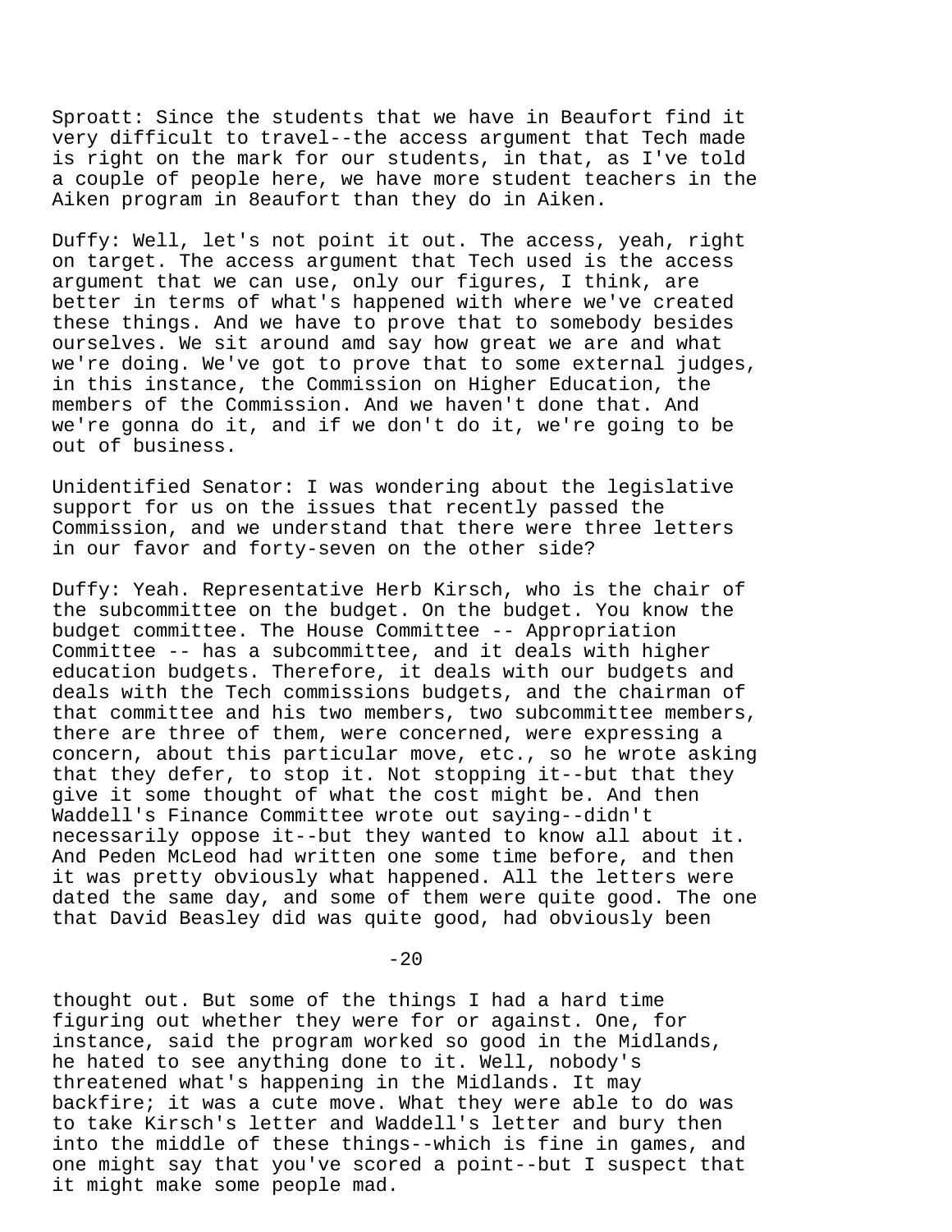Sproatt: Since the students that we have in Beaufort find it very difficult to travel--the access argument that Tech made is right on the mark for our students, in that, as I've told a couple of people here, we have more student teachers in the Aiken program in 8eaufort than they do in Aiken.

Duffy: Well, let's not point it out. The access, yeah, right on target. The access argument that Tech used is the access argument that we can use, only our figures, I think, are better in terms of what's happened with where we've created these things. And we have to prove that to somebody besides ourselves. We sit around amd say how great we are and what we're doing. We've got to prove that to some external judges, in this instance, the Commission on Higher Education, the members of the Commission. And we haven't done that. And we're gonna do it, and if we don't do it, we're going to be out of business.

Unidentified Senator: I was wondering about the legislative support for us on the issues that recently passed the Commission, and we understand that there were three letters in our favor and forty-seven on the other side?

Duffy: Yeah. Representative Herb Kirsch, who is the chair of the subcommittee on the budget. On the budget. You know the budget committee. The House Committee -- Appropriation Committee -- has a subcommittee, and it deals with higher education budgets. Therefore, it deals with our budgets and deals with the Tech commissions budgets, and the chairman of that committee and his two members, two subcommittee members, there are three of them, were concerned, were expressing a concern, about this particular move, etc., so he wrote asking that they defer, to stop it. Not stopping it--but that they give it some thought of what the cost might be. And then Waddell's Finance Committee wrote out saying--didn't necessarily oppose it--but they wanted to know all about it. And Peden McLeod had written one some time before, and then it was pretty obviously what happened. All the letters were dated the same day, and some of them were quite good. The one that David Beasley did was quite good, had obviously been thought out. But some of the things I had a hard time figuring out whether they were for or against. One, for instance, said the program worked so good in the Midlands, he hated to see anything done to it. Well, nobody's threatened what's happening in the Midlands. It may backfire; it was a cute move. What they were able to do was to take Kirsch's letter and Waddell's letter and bury then into the middle of these things--which is fine in games, and one might say that you've scored a point--but I suspect that it might make some people mad.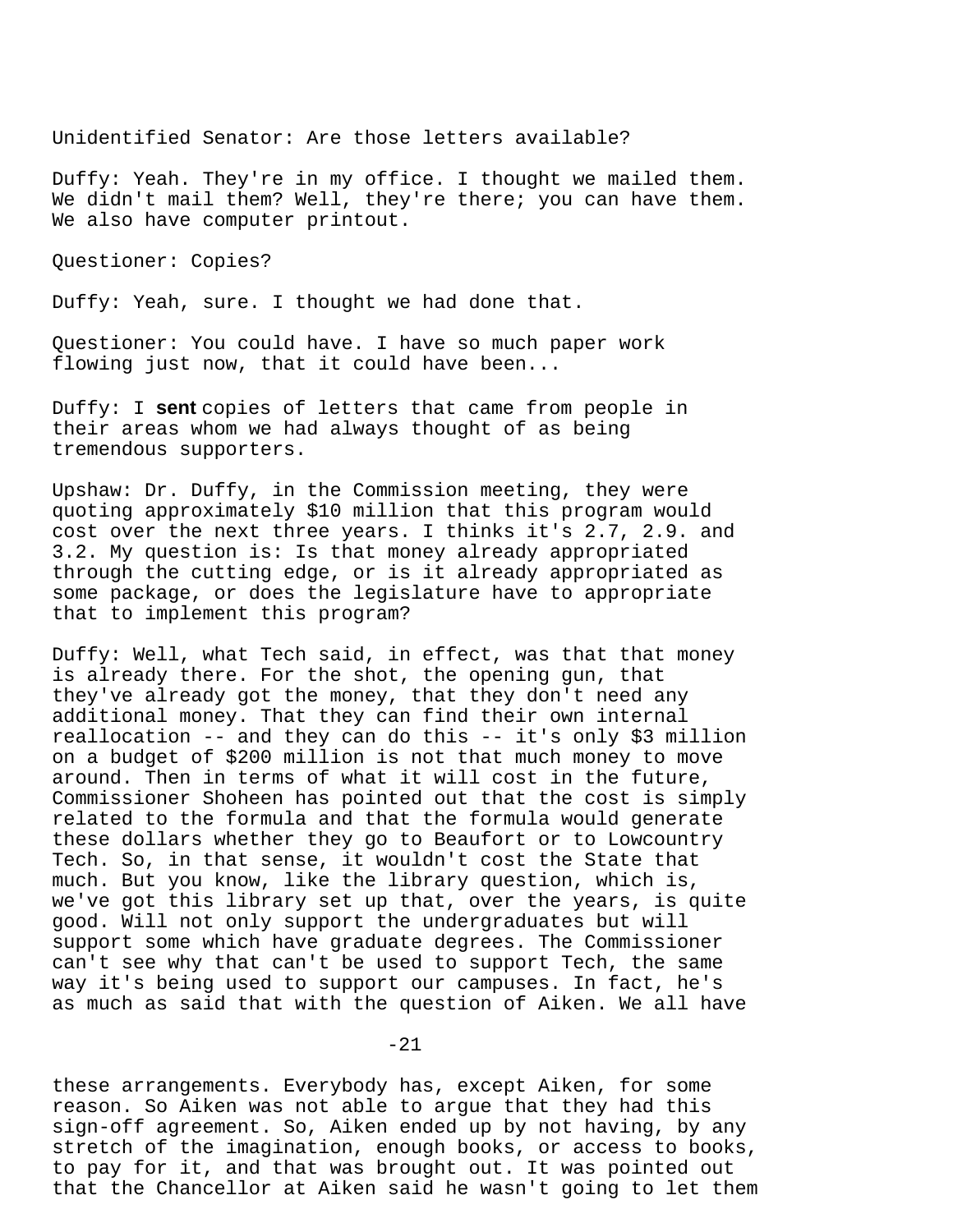Unidentified Senator: Are those letters available?

Duffy: Yeah. They're in my office. I thought we mailed them. We didn't mail them? Well, they're there; you can have them. We also have computer printout.

Questioner: Copies?

Duffy: Yeah, sure. I thought we had done that.

Questioner: You could have. I have so much paper work flowing just now, that it could have been...

Duffy: I **sent** copies of letters that came from people in their areas whom we had always thought of as being tremendous supporters.

Upshaw: Dr. Duffy, in the Commission meeting, they were quoting approximately $10 million that this program would cost over the next three years. I thinks it's 2.7, 2.9. and 3.2. My question is: Is that money already appropriated through the cutting edge, or is it already appropriated as some package, or does the legislature have to appropriate that to implement this program?

Duffy: Well, what Tech said, in effect, was that that money is already there. For the shot, the opening gun, that they've already got the money, that they don't need any additional money. That they can find their own internal reallocation -- and they can do this -- it's only $3 million on a budget of $200 million is not that much money to move around. Then in terms of what it will cost in the future, Commissioner Shoheen has pointed out that the cost is simply related to the formula and that the formula would generate these dollars whether they go to Beaufort or to Lowcountry Tech. So, in that sense, it wouldn't cost the State that much. But you know, like the library question, which is, we've got this library set up that, over the years, is quite good. Will not only support the undergraduates but will support some which have graduate degrees. The Commissioner can't see why that can't be used to support Tech, the same way it's being used to support our campuses. In fact, he's as much as said that with the question of Aiken. We all have these arrangements. Everybody has, except Aiken, for some reason. So Aiken was not able to argue that they had this sign-off agreement. So, Aiken ended up by not having, by any stretch of the imagination, enough books, or access to books, to pay for it, and that was brought out. It was pointed out that the Chancellor at Aiken said he wasn't going to let them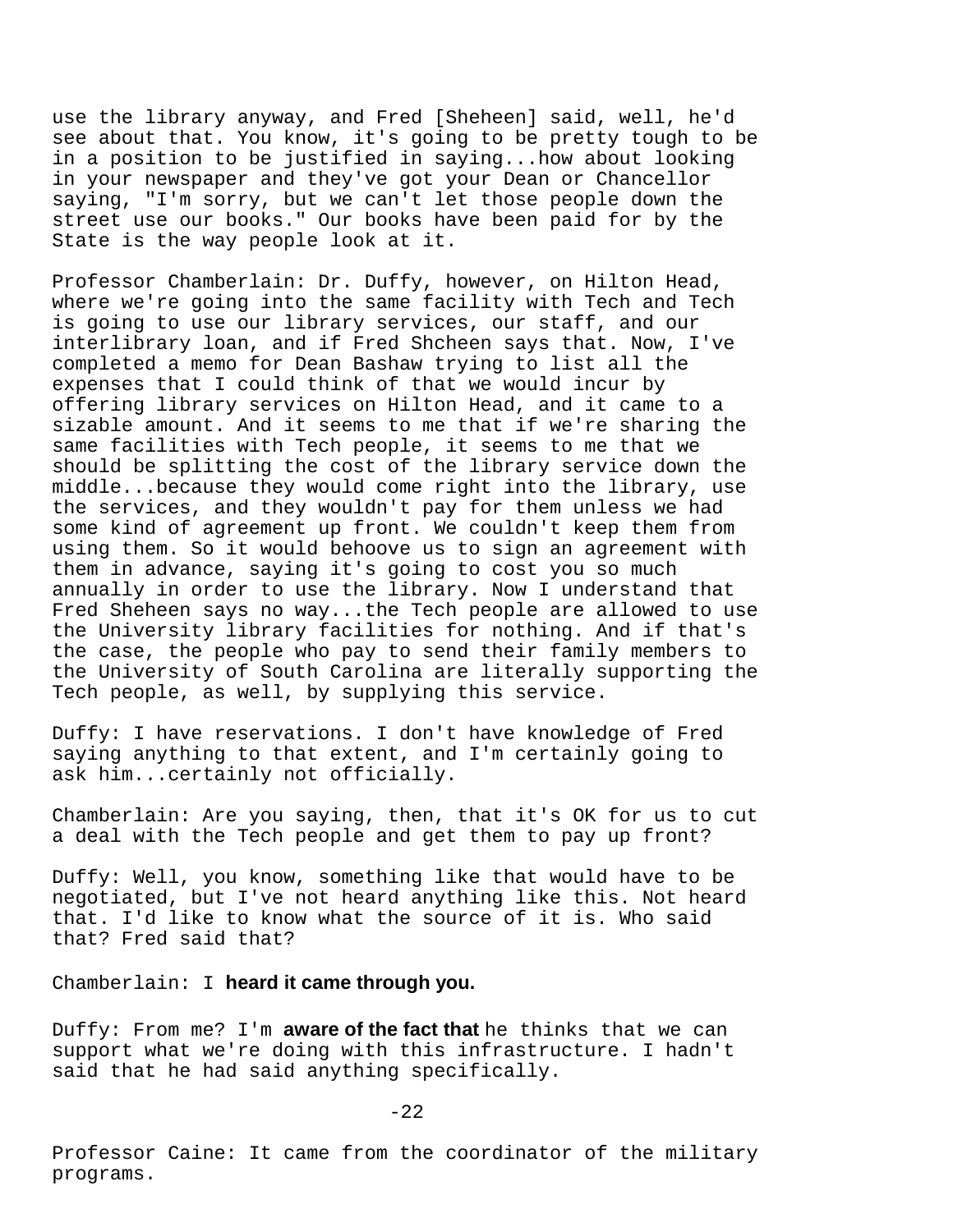use the library anyway, and Fred [Sheheen] said, well, he'd see about that. You know, it's going to be pretty tough to be in a position to be justified in saying...how about looking in your newspaper and they've got your Dean or Chancellor saying, "I'm sorry, but we can't let those people down the street use our books." Our books have been paid for by the State is the way people look at it.

Professor Chamberlain: Dr. Duffy, however, on Hilton Head, where we're going into the same facility with Tech and Tech is going to use our library services, our staff, and our interlibrary loan, and if Fred Shcheen says that. Now, I've completed a memo for Dean Bashaw trying to list all the expenses that I could think of that we would incur by offering library services on Hilton Head, and it came to a sizable amount. And it seems to me that if we're sharing the same facilities with Tech people, it seems to me that we should be splitting the cost of the library service down the middle...because they would come right into the library, use the services, and they wouldn't pay for them unless we had some kind of agreement up front. We couldn't keep them from using them. So it would behoove us to sign an agreement with them in advance, saying it's going to cost you so much annually in order to use the library. Now I understand that Fred Sheheen says no way...the Tech people are allowed to use the University library facilities for nothing. And if that's the case, the people who pay to send their family members to the University of South Carolina are literally supporting the Tech people, as well, by supplying this service.

Duffy: I have reservations. I don't have knowledge of Fred saying anything to that extent, and I'm certainly going to ask him...certainly not officially.

Chamberlain: Are you saying, then, that it's OK for us to cut a deal with the Tech people and get them to pay up front?

Duffy: Well, you know, something like that would have to be negotiated, but I've not heard anything like this. Not heard that. I'd like to know what the source of it is. Who said that? Fred said that?

Chamberlain: I **heard it came through you.**

Duffy: From me? I'm **aware of the fact that** he thinks that we can support what we're doing with this infrastructure. I hadn't said that he had said anything specifically.

Professor Caine: It came from the coordinator of the military programs.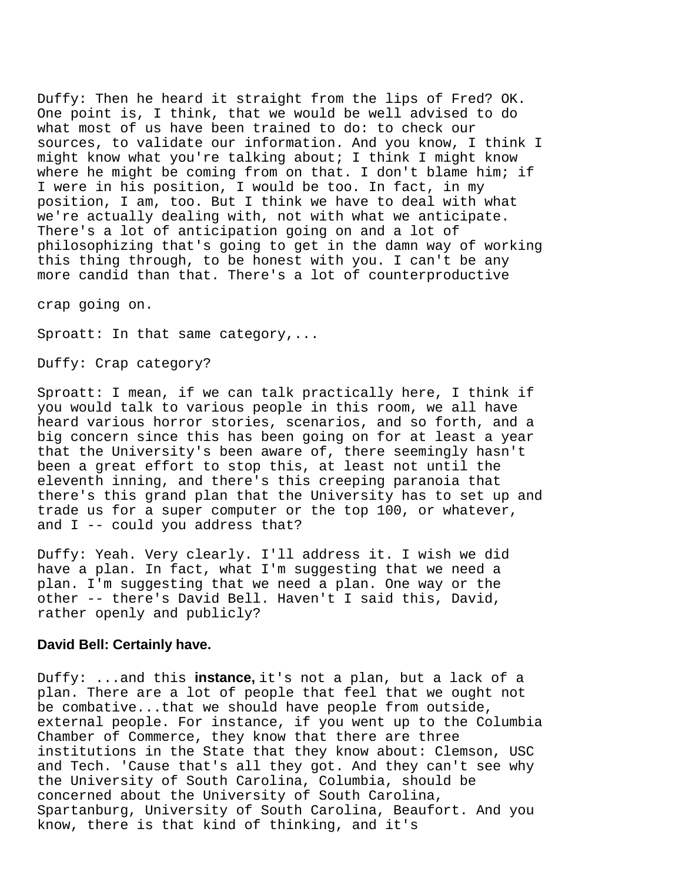Duffy: Then he heard it straight from the lips of Fred? OK. One point is, I think, that we would be well advised to do what most of us have been trained to do: to check our sources, to validate our information. And you know, I think I might know what you're talking about; I think I might know where he might be coming from on that. I don't blame him; if I were in his position, I would be too. In fact, in my position, I am, too. But I think we have to deal with what we're actually dealing with, not with what we anticipate. There's a lot of anticipation going on and a lot of philosophizing that's going to get in the damn way of working this thing through, to be honest with you. I can't be any more candid than that. There's a lot of counterproductive crap going on.

Sproatt: In that same category,...

Duffy: Crap category?

Sproatt: I mean, if we can talk practically here, I think if you would talk to various people in this room, we all have heard various horror stories, scenarios, and so forth, and a big concern since this has been going on for at least a year that the University's been aware of, there seemingly hasn't been a great effort to stop this, at least not until the eleventh inning, and there's this creeping paranoia that there's this grand plan that the University has to set up and trade us for a super computer or the top 100, or whatever, and I -- could you address that?

Duffy: Yeah. Very clearly. I'll address it. I wish we did have a plan. In fact, what I'm suggesting that we need a plan. I'm suggesting that we need a plan. One way or the other -- there's David Bell. Haven't I said this, David, rather openly and publicly?

**David Bell: Certainly have.**

Duffy: ...and this **instance,** it's not a plan, but a lack of a plan. There are a lot of people that feel that we ought not be combative...that we should have people from outside, external people. For instance, if you went up to the Columbia Chamber of Commerce, they know that there are three institutions in the State that they know about: Clemson, USC and Tech. 'Cause that's all they got. And they can't see why the University of South Carolina, Columbia, should be concerned about the University of South Carolina, Spartanburg, University of South Carolina, Beaufort. And you know, there is that kind of thinking, and it's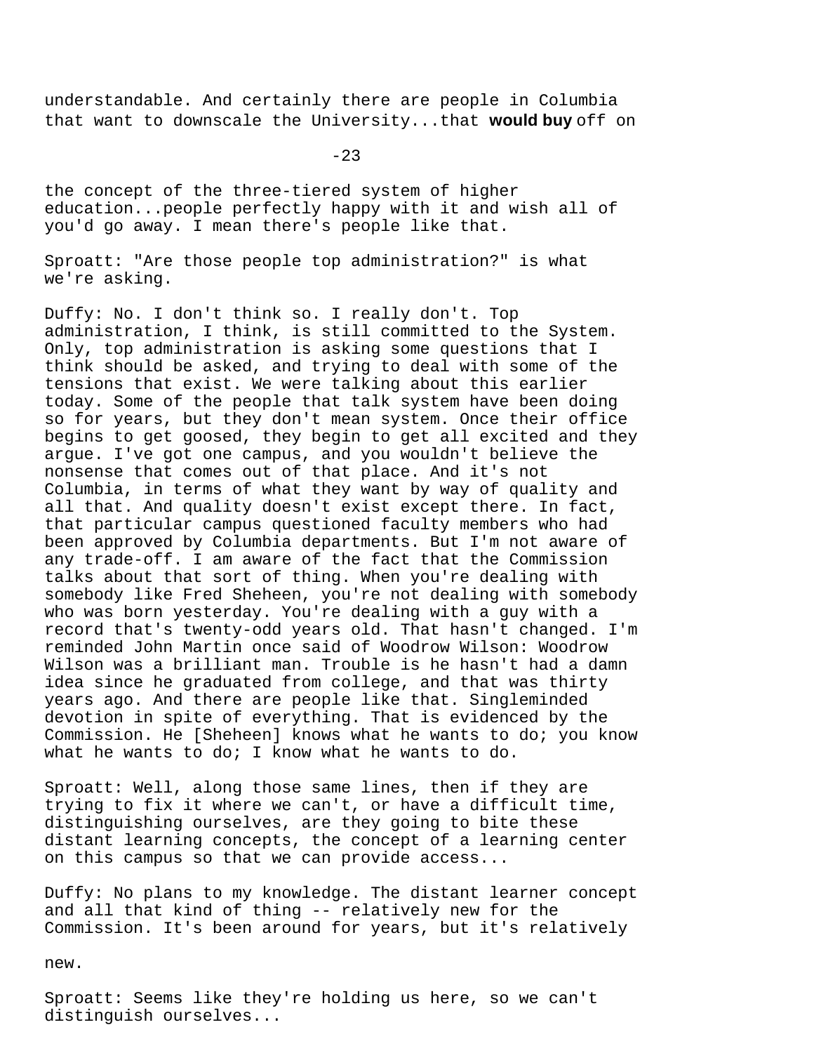understandable. And certainly there are people in Columbia that want to downscale the University...that **would buy** off on

the concept of the three-tiered system of higher education...people perfectly happy with it and wish all of you'd go away. I mean there's people like that.

Sproatt: "Are those people top administration?" is what we're asking.

Duffy: No. I don't think so. I really don't. Top administration, I think, is still committed to the System. Only, top administration is asking some questions that I think should be asked, and trying to deal with some of the tensions that exist. We were talking about this earlier today. Some of the people that talk system have been doing so for years, but they don't mean system. Once their office begins to get goosed, they begin to get all excited and they argue. I've got one campus, and you wouldn't believe the nonsense that comes out of that place. And it's not Columbia, in terms of what they want by way of quality and all that. And quality doesn't exist except there. In fact, that particular campus questioned faculty members who had been approved by Columbia departments. But I'm not aware of any trade-off. I am aware of the fact that the Commission talks about that sort of thing. When you're dealing with somebody like Fred Sheheen, you're not dealing with somebody who was born yesterday. You're dealing with a guy with a record that's twenty-odd years old. That hasn't changed. I'm reminded John Martin once said of Woodrow Wilson: Woodrow Wilson was a brilliant man. Trouble is he hasn't had a damn idea since he graduated from college, and that was thirty years ago. And there are people like that. Singleminded devotion in spite of everything. That is evidenced by the Commission. He [Sheheen] knows what he wants to do; you know what he wants to do; I know what he wants to do.

Sproatt: Well, along those same lines, then if they are trying to fix it where we can't, or have a difficult time, distinguishing ourselves, are they going to bite these distant learning concepts, the concept of a learning center on this campus so that we can provide access...

Duffy: No plans to my knowledge. The distant learner concept and all that kind of thing -- relatively new for the Commission. It's been around for years, but it's relatively new.

Sproatt: Seems like they're holding us here, so we can't distinguish ourselves...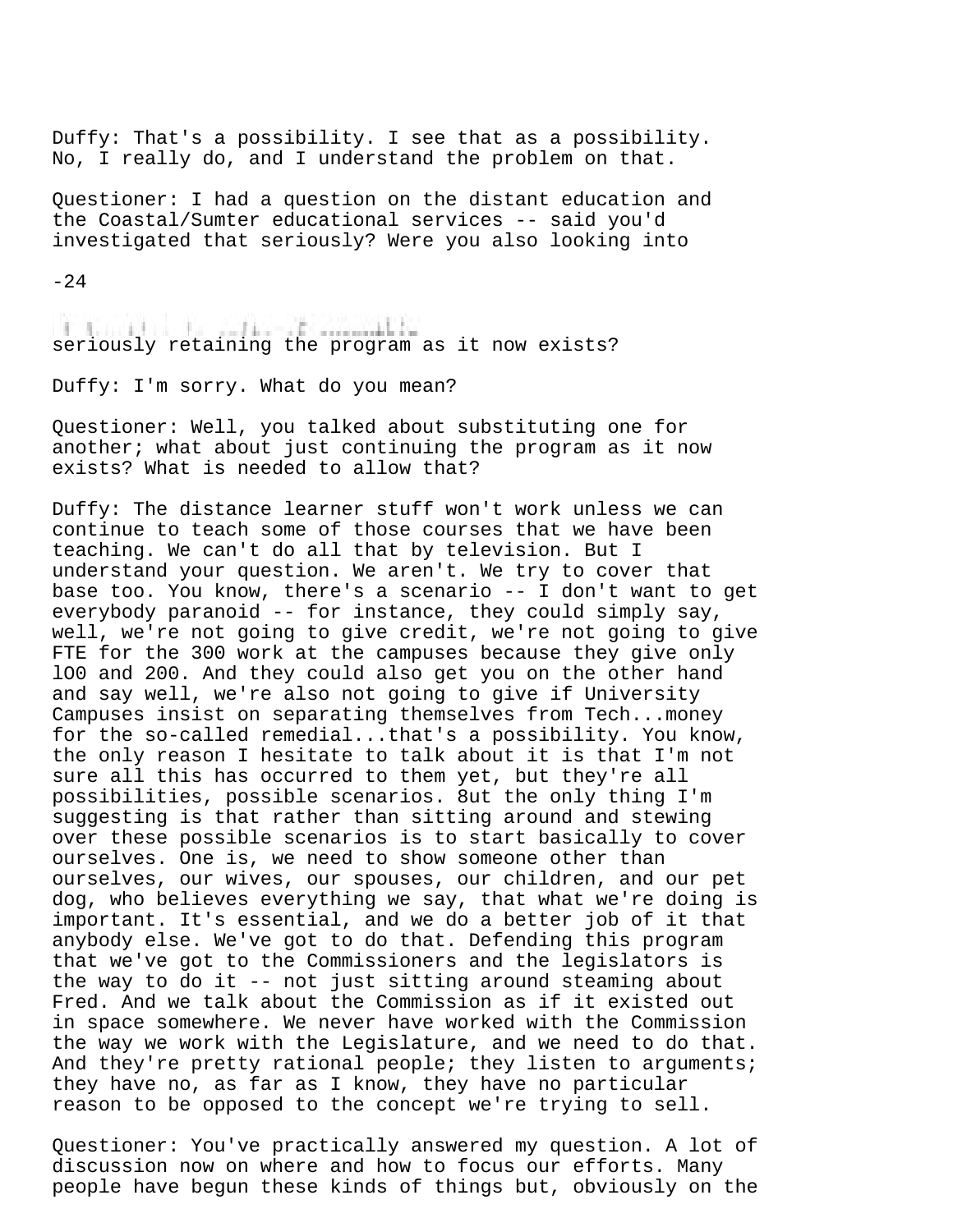Duffy: That's a possibility. I see that as a possibility. No, I really do, and I understand the problem on that.

Questioner: I had a question on the distant education and the Coastal/Sumter educational services -- said you'd investigated that seriously? Were you also looking into seriously retaining the program as it now exists?

Duffy: I'm sorry. What do you mean?

Questioner: Well, you talked about substituting one for another; what about just continuing the program as it now exists? What is needed to allow that?

Duffy: The distance learner stuff won't work unless we can continue to teach some of those courses that we have been teaching. We can't do all that by television. But I understand your question. We aren't. We try to cover that base too. You know, there's a scenario -- I don't want to get everybody paranoid -- for instance, they could simply say, well, we're not going to give credit, we're not going to give FTE for the 300 work at the campuses because they give only lO0 and 200. And they could also get you on the other hand and say well, we're also not going to give if University Campuses insist on separating themselves from Tech...money for the so-called remedial...that's a possibility. You know, the only reason I hesitate to talk about it is that I'm not sure all this has occurred to them yet, but they're all possibilities, possible scenarios. 8ut the only thing I'm suggesting is that rather than sitting around and stewing over these possible scenarios is to start basically to cover ourselves. One is, we need to show someone other than ourselves, our wives, our spouses, our children, and our pet dog, who believes everything we say, that what we're doing is important. It's essential, and we do a better job of it that anybody else. We've got to do that. Defending this program that we've got to the Commissioners and the legislators is the way to do it -- not just sitting around steaming about Fred. And we talk about the Commission as if it existed out in space somewhere. We never have worked with the Commission the way we work with the Legislature, and we need to do that. And they're pretty rational people; they listen to arguments; they have no, as far as I know, they have no particular reason to be opposed to the concept we're trying to sell.

Questioner: You've practically answered my question. A lot of discussion now on where and how to focus our efforts. Many people have begun these kinds of things but, obviously on the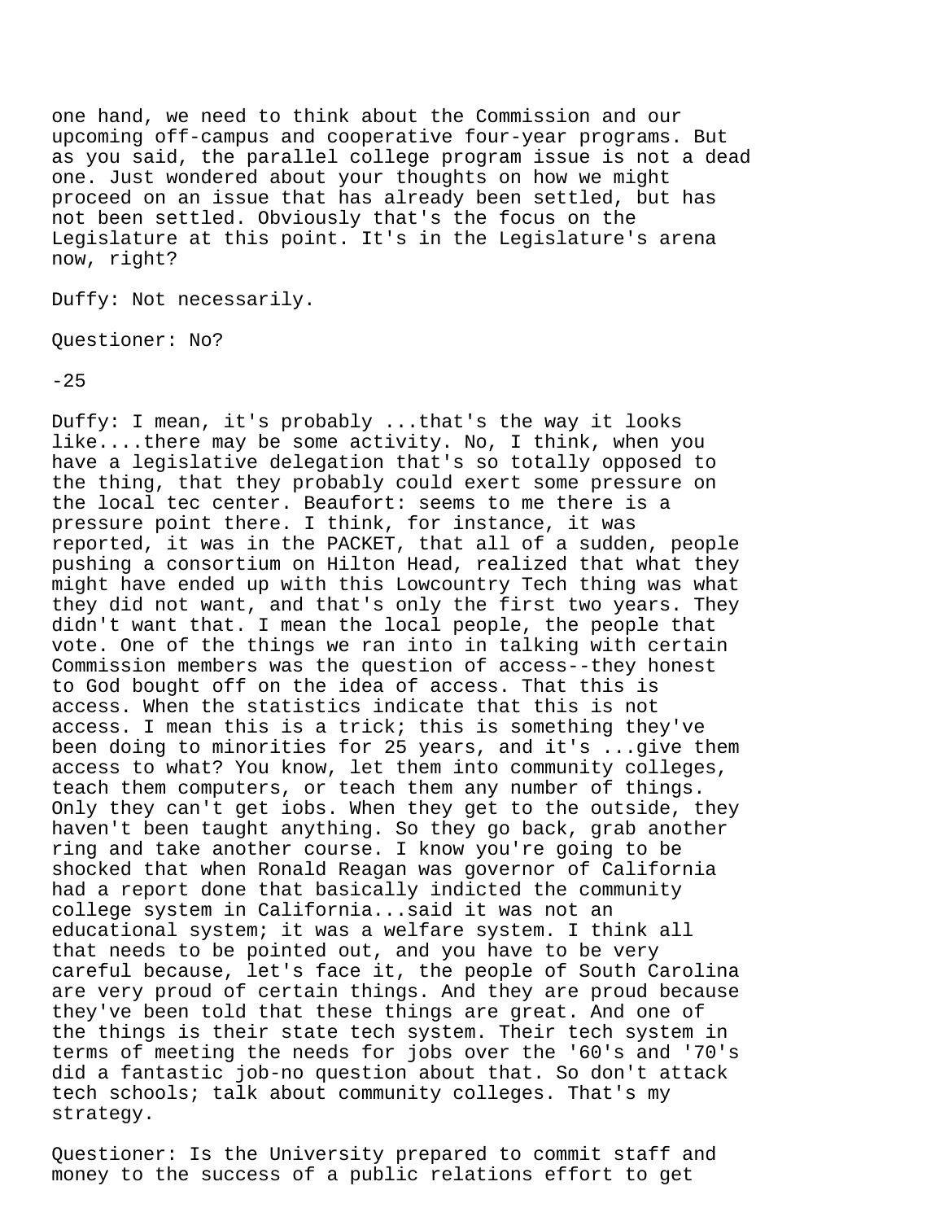one hand, we need to think about the Commission and our upcoming off-campus and cooperative four-year programs. But as you said, the parallel college program issue is not a dead one. Just wondered about your thoughts on how we might proceed on an issue that has already been settled, but has not been settled. Obviously that's the focus on the Legislature at this point. It's in the Legislature's arena now, right?

Duffy: Not necessarily.

Questioner: No?

Duffy: I mean, it's probably ...that's the way it looks like....there may be some activity. No, I think, when you have a legislative delegation that's so totally opposed to the thing, that they probably could exert some pressure on the local tec center. Beaufort: seems to me there is a pressure point there. I think, for instance, it was reported, it was in the PACKET, that all of a sudden, people pushing a consortium on Hilton Head, realized that what they might have ended up with this Lowcountry Tech thing was what they did not want, and that's only the first two years. They didn't want that. I mean the local people, the people that vote. One of the things we ran into in talking with certain Commission members was the question of access--they honest to God bought off on the idea of access. That this is access. When the statistics indicate that this is not access. I mean this is a trick; this is something they've been doing to minorities for 25 years, and it's ...give them access to what? You know, let them into community colleges, teach them computers, or teach them any number of things. Only they can't get iobs. When they get to the outside, they haven't been taught anything. So they go back, grab another ring and take another course. I know you're going to be shocked that when Ronald Reagan was governor of California had a report done that basically indicted the community college system in California...said it was not an educational system; it was a welfare system. I think all that needs to be pointed out, and you have to be very careful because, let's face it, the people of South Carolina are very proud of certain things. And they are proud because they've been told that these things are great. And one of the things is their state tech system. Their tech system in terms of meeting the needs for jobs over the '60's and '70's did a fantastic job-no question about that. So don't attack tech schools; talk about community colleges. That's my strategy.

Questioner: Is the University prepared to commit staff and money to the success of a public relations effort to get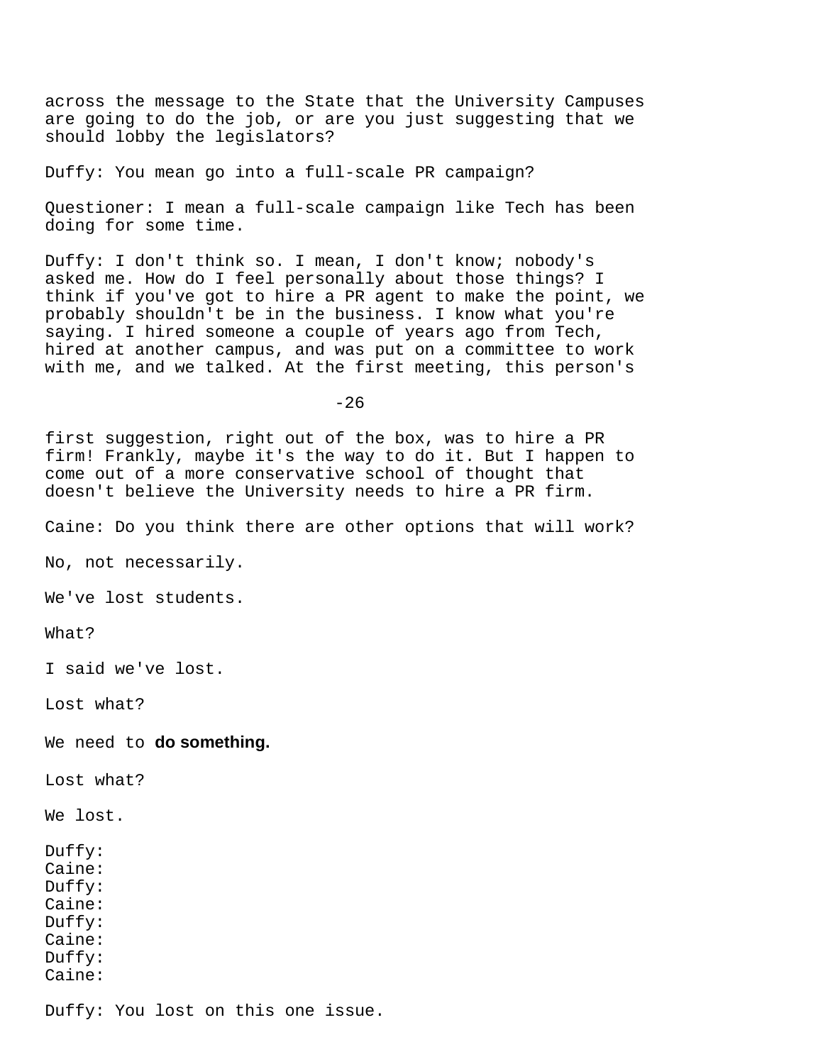across the message to the State that the University Campuses are going to do the job, or are you just suggesting that we should lobby the legislators?

Duffy: You mean go into a full-scale PR campaign?

Questioner: I mean a full-scale campaign like Tech has been doing for some time.

Duffy: I don't think so. I mean, I don't know; nobody's asked me. How do I feel personally about those things? I think if you've got to hire a PR agent to make the point, we probably shouldn't be in the business. I know what you're saying. I hired someone a couple of years ago from Tech, hired at another campus, and was put on a committee to work with me, and we talked. At the first meeting, this person's

first suggestion, right out of the box, was to hire a PR firm! Frankly, maybe it's the way to do it. But I happen to come out of a more conservative school of thought that doesn't believe the University needs to hire a PR firm.

Caine: Do you think there are other options that will work?

No, not necessarily.

We've lost students.

What?

I said we've lost.

Lost what?

We need to **do something.**

Lost what?

We lost.

Duffy:
Caine:
Duffy:
Caine:
Duffy:
Caine:
Duffy:
Caine:

Duffy: You lost on this one issue.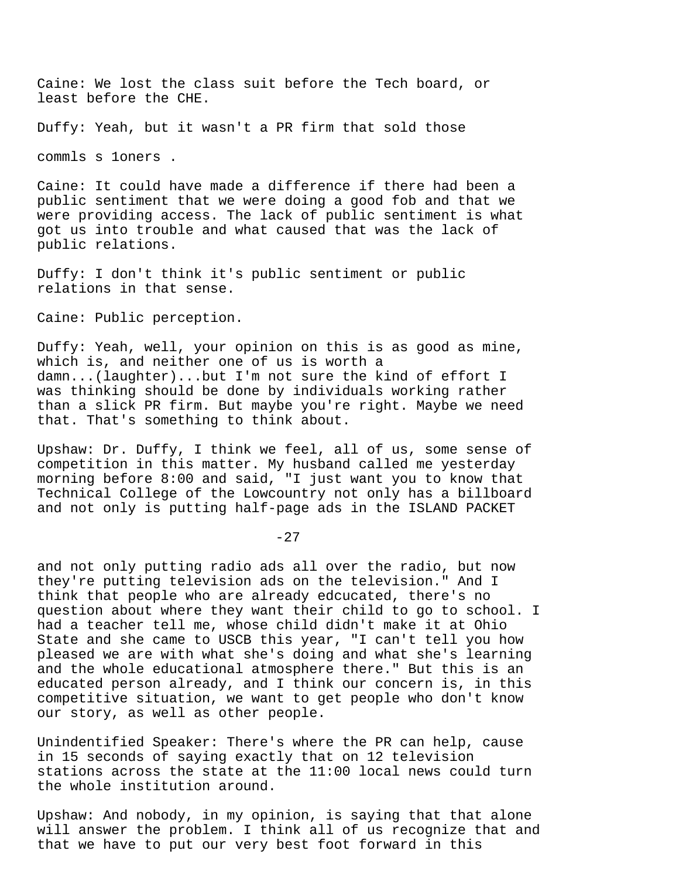Caine: We lost the class suit before the Tech board, or least before the CHE.

Duffy: Yeah, but it wasn't a PR firm that sold those

commls s 1oners .

Caine: It could have made a difference if there had been a public sentiment that we were doing a good fob and that we were providing access. The lack of public sentiment is what got us into trouble and what caused that was the lack of public relations.

Duffy: I don't think it's public sentiment or public relations in that sense.

Caine: Public perception.

Duffy: Yeah, well, your opinion on this is as good as mine, which is, and neither one of us is worth a damn...(laughter)...but I'm not sure the kind of effort I was thinking should be done by individuals working rather than a slick PR firm. But maybe you're right. Maybe we need that. That's something to think about.

Upshaw: Dr. Duffy, I think we feel, all of us, some sense of competition in this matter. My husband called me yesterday morning before 8:00 and said, "I just want you to know that Technical College of the Lowcountry not only has a billboard and not only is putting half-page ads in the ISLAND PACKET and not only putting radio ads all over the radio, but now they're putting television ads on the television." And I think that people who are already edcucated, there's no question about where they want their child to go to school. I had a teacher tell me, whose child didn't make it at Ohio State and she came to USCB this year, "I can't tell you how pleased we are with what she's doing and what she's learning and the whole educational atmosphere there." But this is an educated person already, and I think our concern is, in this competitive situation, we want to get people who don't know our story, as well as other people.

Unindentified Speaker: There's where the PR can help, cause in 15 seconds of saying exactly that on 12 television stations across the state at the 11:00 local news could turn the whole institution around.

Upshaw: And nobody, in my opinion, is saying that that alone will answer the problem. I think all of us recognize that and that we have to put our very best foot forward in this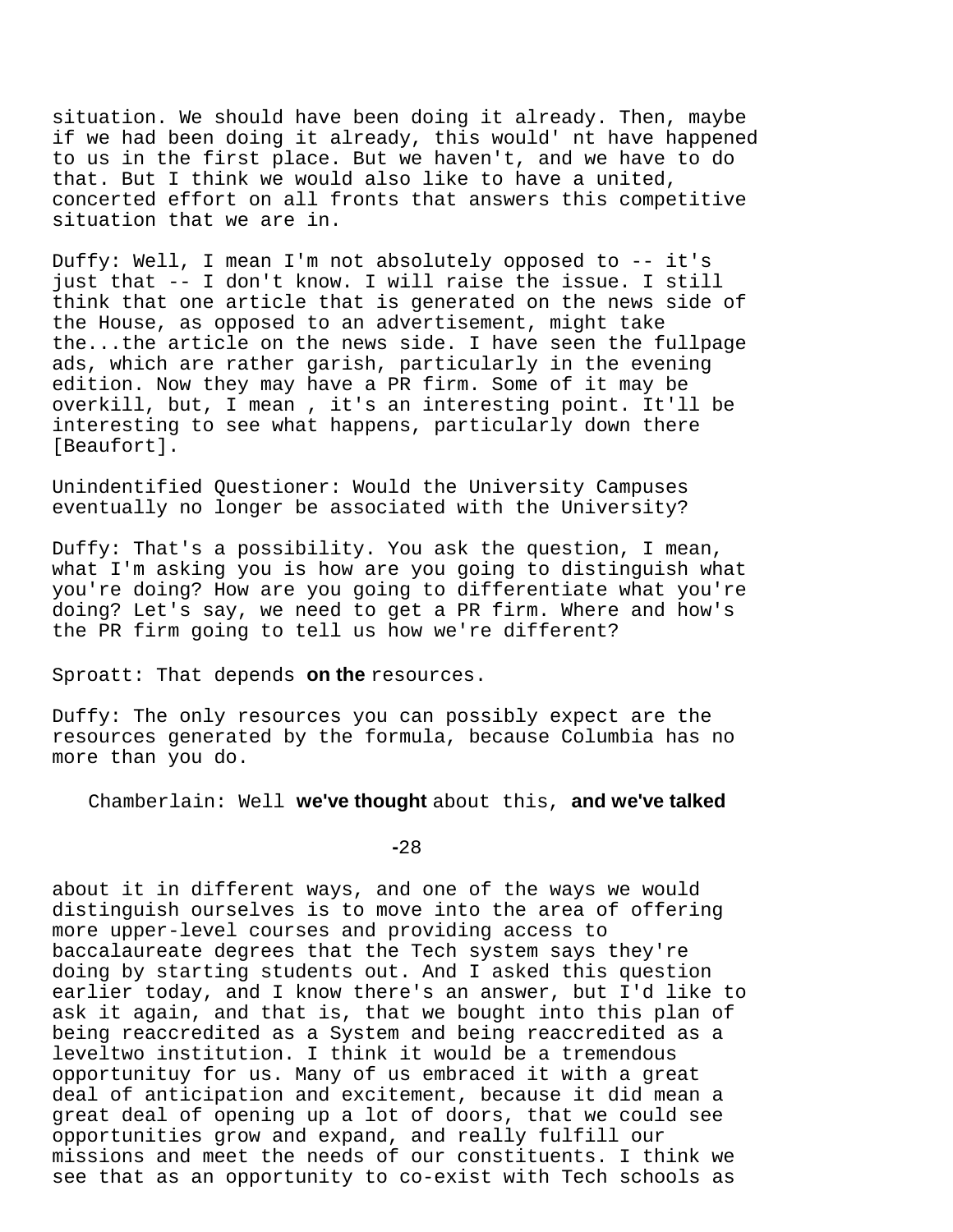situation. We should have been doing it already. Then, maybe if we had been doing it already, this would' nt have happened to us in the first place. But we haven't, and we have to do that. But I think we would also like to have a united, concerted effort on all fronts that answers this competitive situation that we are in.

Duffy: Well, I mean I'm not absolutely opposed to -- it's just that -- I don't know. I will raise the issue. I still think that one article that is generated on the news side of the House, as opposed to an advertisement, might take the...the article on the news side. I have seen the fullpage ads, which are rather garish, particularly in the evening edition. Now they may have a PR firm. Some of it may be overkill, but, I mean , it's an interesting point. It'll be interesting to see what happens, particularly down there [Beaufort].

Unindentified Questioner: Would the University Campuses eventually no longer be associated with the University?

Duffy: That's a possibility. You ask the question, I mean, what I'm asking you is how are you going to distinguish what you're doing? How are you going to differentiate what you're doing? Let's say, we need to get a PR firm. Where and how's the PR firm going to tell us how we're different?

Sproatt: That depends on the resources.

Duffy: The only resources you can possibly expect are the resources generated by the formula, because Columbia has no more than you do.

Chamberlain: Well we've thought about this, and we've talked about it in different ways, and one of the ways we would distinguish ourselves is to move into the area of offering more upper-level courses and providing access to baccalaureate degrees that the Tech system says they're doing by starting students out. And I asked this question earlier today, and I know there's an answer, but I'd like to ask it again, and that is, that we bought into this plan of being reaccredited as a System and being reaccredited as a leveltwo institution. I think it would be a tremendous opportunituy for us. Many of us embraced it with a great deal of anticipation and excitement, because it did mean a great deal of opening up a lot of doors, that we could see opportunities grow and expand, and really fulfill our missions and meet the needs of our constituents. I think we see that as an opportunity to co-exist with Tech schools as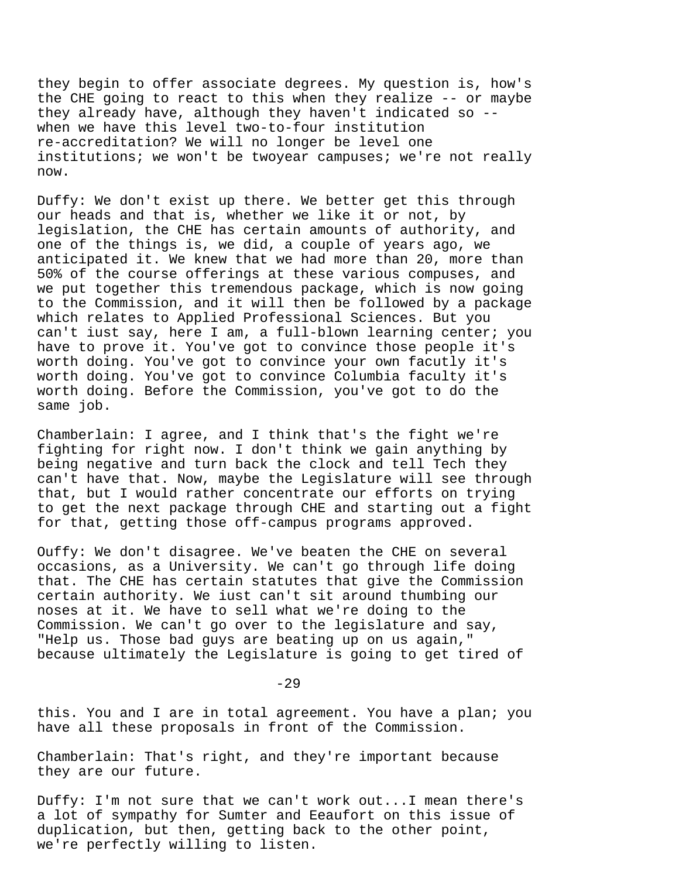they begin to offer associate degrees. My question is, how's the CHE going to react to this when they realize -- or maybe they already have, although they haven't indicated so -- when we have this level two-to-four institution re-accreditation? We will no longer be level one institutions; we won't be twoyear campuses; we're not really now.

Duffy: We don't exist up there. We better get this through our heads and that is, whether we like it or not, by legislation, the CHE has certain amounts of authority, and one of the things is, we did, a couple of years ago, we anticipated it. We knew that we had more than 20, more than 50% of the course offerings at these various compuses, and we put together this tremendous package, which is now going to the Commission, and it will then be followed by a package which relates to Applied Professional Sciences. But you can't iust say, here I am, a full-blown learning center; you have to prove it. You've got to convince those people it's worth doing. You've got to convince your own facutly it's worth doing. You've got to convince Columbia faculty it's worth doing. Before the Commission, you've got to do the same job.

Chamberlain: I agree, and I think that's the fight we're fighting for right now. I don't think we gain anything by being negative and turn back the clock and tell Tech they can't have that. Now, maybe the Legislature will see through that, but I would rather concentrate our efforts on trying to get the next package through CHE and starting out a fight for that, getting those off-campus programs approved.

Ouffy: We don't disagree. We've beaten the CHE on several occasions, as a University. We can't go through life doing that. The CHE has certain statutes that give the Commission certain authority. We iust can't sit around thumbing our noses at it. We have to sell what we're doing to the Commission. We can't go over to the legislature and say, "Help us. Those bad guys are beating up on us again," because ultimately the Legislature is going to get tired of this. You and I are in total agreement. You have a plan; you have all these proposals in front of the Commission.

Chamberlain: That's right, and they're important because they are our future.

Duffy: I'm not sure that we can't work out...I mean there's a lot of sympathy for Sumter and Eeaufort on this issue of duplication, but then, getting back to the other point, we're perfectly willing to listen.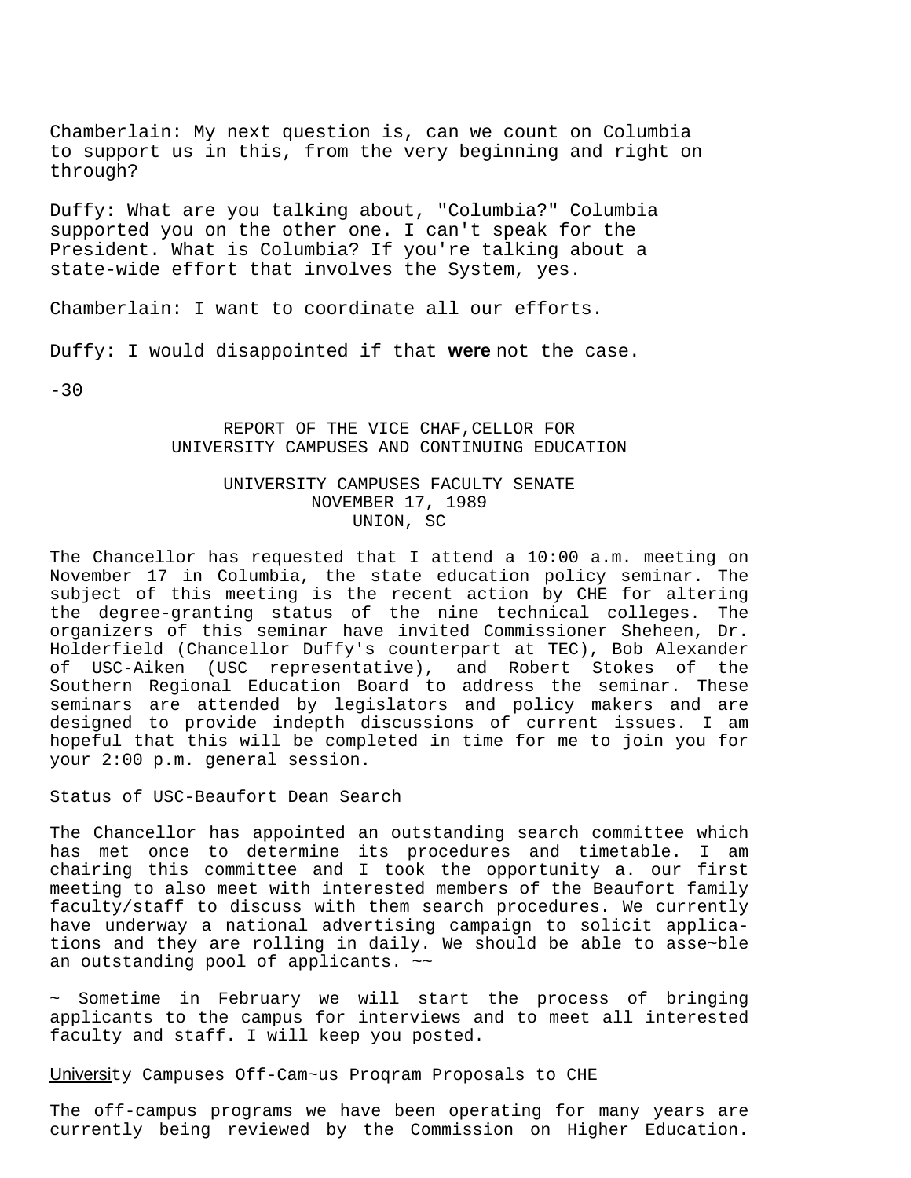Chamberlain: My next question is, can we count on Columbia to support us in this, from the very beginning and right on through?

Duffy: What are you talking about, "Columbia?" Columbia supported you on the other one. I can't speak for the President. What is Columbia? If you're talking about a state-wide effort that involves the System, yes.

Chamberlain: I want to coordinate all our efforts.

Duffy: I would disappointed if that **were** not the case.

-30

REPORT OF THE VICE CHAF,CELLOR FOR
UNIVERSITY CAMPUSES AND CONTINUING EDUCATION

UNIVERSITY CAMPUSES FACULTY SENATE
NOVEMBER 17, 1989
UNION, SC

The Chancellor has requested that I attend a 10:00 a.m. meeting on November 17 in Columbia, the state education policy seminar. The subject of this meeting is the recent action by CHE for altering the degree-granting status of the nine technical colleges. The organizers of this seminar have invited Commissioner Sheheen, Dr. Holderfield (Chancellor Duffy's counterpart at TEC), Bob Alexander of USC-Aiken (USC representative), and Robert Stokes of the Southern Regional Education Board to address the seminar. These seminars are attended by legislators and policy makers and are designed to provide indepth discussions of current issues. I am hopeful that this will be completed in time for me to join you for your 2:00 p.m. general session.

Status of USC-Beaufort Dean Search

The Chancellor has appointed an outstanding search committee which has met once to determine its procedures and timetable. I am chairing this committee and I took the opportunity a. our first meeting to also meet with interested members of the Beaufort family faculty/staff to discuss with them search procedures. We currently have underway a national advertising campaign to solicit applications and they are rolling in daily. We should be able to asse~ble an outstanding pool of applicants. ~~

~ Sometime in February we will start the process of bringing applicants to the campus for interviews and to meet all interested faculty and staff. I will keep you posted.

University Campuses Off-Cam~us Proqram Proposals to CHE

The off-campus programs we have been operating for many years are currently being reviewed by the Commission on Higher Education.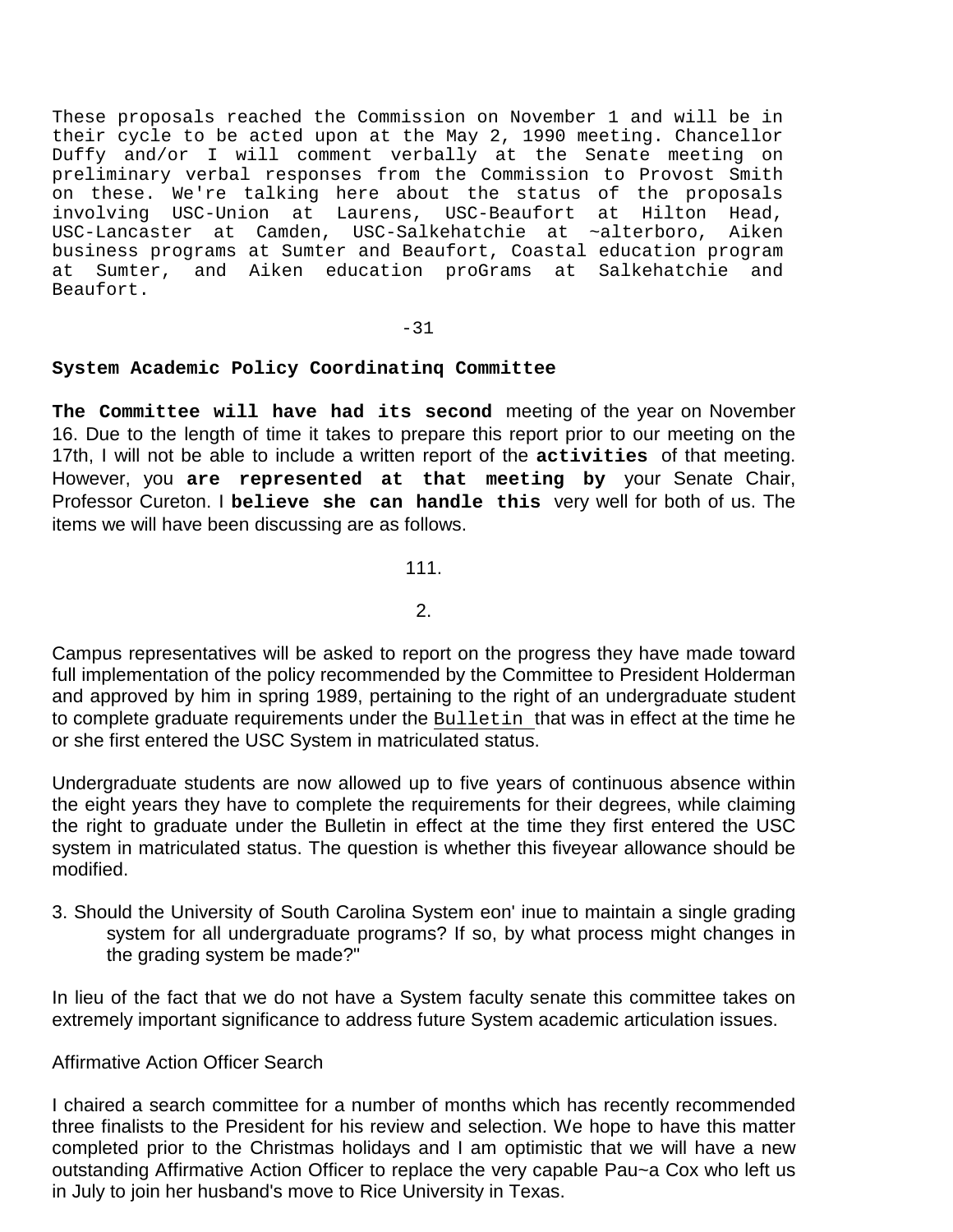These proposals reached the Commission on November 1 and will be in their cycle to be acted upon at the May 2, 1990 meeting. Chancellor Duffy and/or I will comment verbally at the Senate meeting on preliminary verbal responses from the Commission to Provost Smith on these. We're talking here about the status of the proposals involving USC-Union at Laurens, USC-Beaufort at Hilton Head, USC-Lancaster at Camden, USC-Salkehatchie at ~alterboro, Aiken business programs at Sumter and Beaufort, Coastal education program at Sumter, and Aiken education proGrams at Salkehatchie and Beaufort.

-31

**System Academic Policy Coordinatinq Committee**

**The Committee will have had its second** meeting of the year on November 16. Due to the length of time it takes to prepare this report prior to our meeting on the 17th, I will not be able to include a written report of the **activities** of that meeting. However, you **are represented at that meeting by** your Senate Chair, Professor Cureton. I **believe she can handle this** very well for both of us. The items we will have been discussing are as follows.

111.

2.

Campus representatives will be asked to report on the progress they have made toward full implementation of the policy recommended by the Committee to President Holderman and approved by him in spring 1989, pertaining to the right of an undergraduate student to complete graduate requirements under the Bulletin that was in effect at the time he or she first entered the USC System in matriculated status.

Undergraduate students are now allowed up to five years of continuous absence within the eight years they have to complete the requirements for their degrees, while claiming the right to graduate under the Bulletin in effect at the time they first entered the USC system in matriculated status. The question is whether this fiveyear allowance should be modified.

3. Should the University of South Carolina System eon' inue to maintain a single grading system for all undergraduate programs? If so, by what process might changes in the grading system be made?"

In lieu of the fact that we do not have a System faculty senate this committee takes on extremely important significance to address future System academic articulation issues.

Affirmative Action Officer Search

I chaired a search committee for a number of months which has recently recommended three finalists to the President for his review and selection. We hope to have this matter completed prior to the Christmas holidays and I am optimistic that we will have a new outstanding Affirmative Action Officer to replace the very capable Pau~a Cox who left us in July to join her husband's move to Rice University in Texas.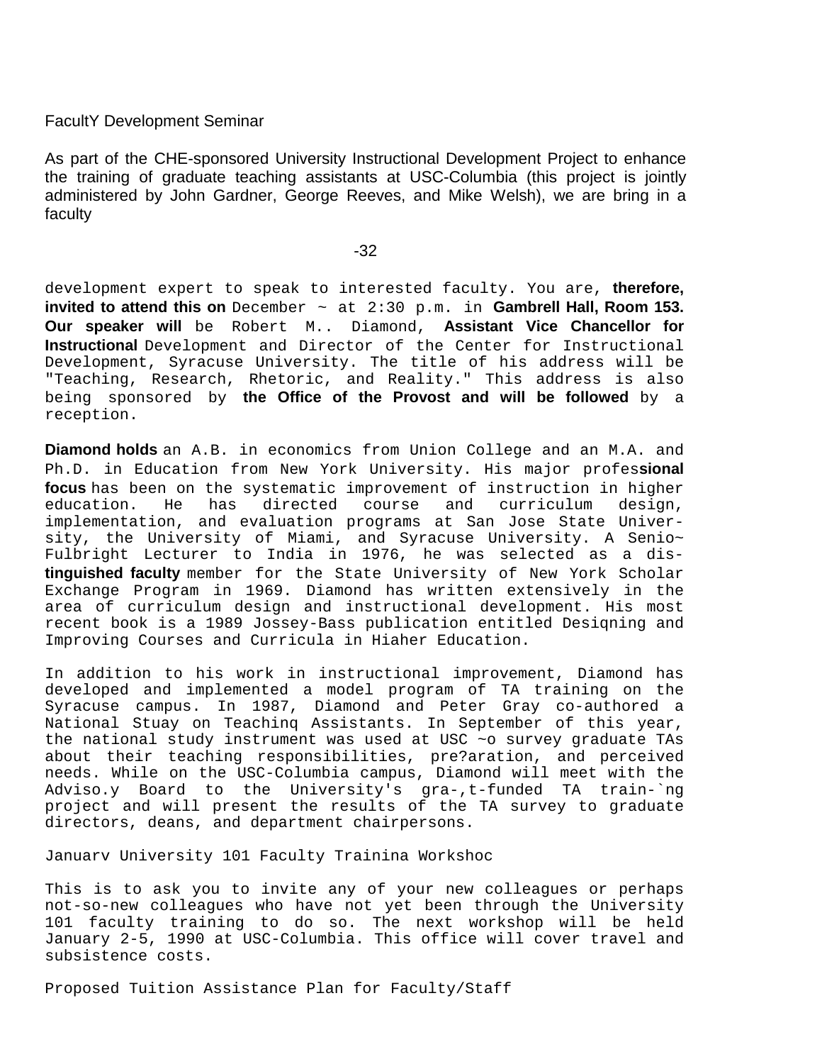FacultY Development Seminar

As part of the CHE-sponsored University Instructional Development Project to enhance the training of graduate teaching assistants at USC-Columbia (this project is jointly administered by John Gardner, George Reeves, and Mike Welsh), we are bring in a faculty development expert to speak to interested faculty. You are, therefore, invited to attend this on December ~ at 2:30 p.m. in Gambrell Hall, Room 153. Our speaker will be Robert M.. Diamond, Assistant Vice Chancellor for Instructional Development and Director of the Center for Instructional Development, Syracuse University. The title of his address will be "Teaching, Research, Rhetoric, and Reality." This address is also being sponsored by the Office of the Provost and will be followed by a reception.

Diamond holds an A.B. in economics from Union College and an M.A. and Ph.D. in Education from New York University. His major professional focus has been on the systematic improvement of instruction in higher education. He has directed course and curriculum design, implementation, and evaluation programs at San Jose State University, the University of Miami, and Syracuse University. A Senio~ Fulbright Lecturer to India in 1976, he was selected as a distinguished faculty member for the State University of New York Scholar Exchange Program in 1969. Diamond has written extensively in the area of curriculum design and instructional development. His most recent book is a 1989 Jossey-Bass publication entitled Desiqning and Improving Courses and Curricula in Hiaher Education.

In addition to his work in instructional improvement, Diamond has developed and implemented a model program of TA training on the Syracuse campus. In 1987, Diamond and Peter Gray co-authored a National Stuay on Teachinq Assistants. In September of this year, the national study instrument was used at USC ~o survey graduate TAs about their teaching responsibilities, pre?aration, and perceived needs. While on the USC-Columbia campus, Diamond will meet with the Adviso.y Board to the University's gra-,t-funded TA train-`ng project and will present the results of the TA survey to graduate directors, deans, and department chairpersons.

Januarv University 101 Faculty Trainina Workshoc

This is to ask you to invite any of your new colleagues or perhaps not-so-new colleagues who have not yet been through the University 101 faculty training to do so. The next workshop will be held January 2-5, 1990 at USC-Columbia. This office will cover travel and subsistence costs.

Proposed Tuition Assistance Plan for Faculty/Staff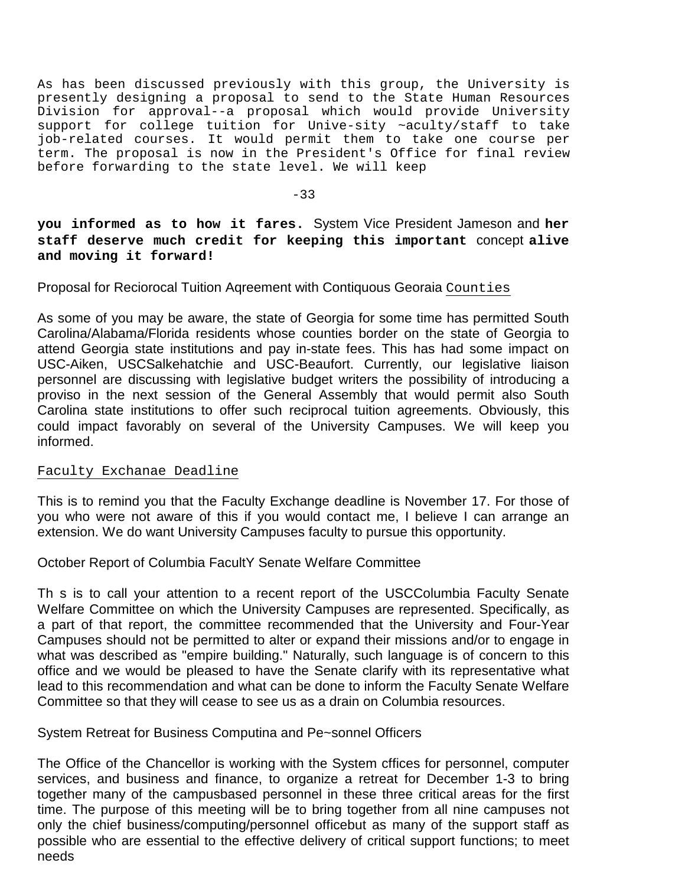As has been discussed previously with this group, the University is presently designing a proposal to send to the State Human Resources Division for approval--a proposal which would provide University support for college tuition for Unive-sity ~aculty/staff to take job-related courses. It would permit them to take one course per term. The proposal is now in the President's Office for final review before forwarding to the state level. We will keep

**you informed as to how it fares.** System Vice President Jameson and **her staff deserve much credit for keeping this important** concept **alive and moving it forward!**

Proposal for Reciorocal Tuition Aqreement with Contiquous Georaia Counties

As some of you may be aware, the state of Georgia for some time has permitted South Carolina/Alabama/Florida residents whose counties border on the state of Georgia to attend Georgia state institutions and pay in-state fees. This has had some impact on USC-Aiken, USCSalkehatchie and USC-Beaufort. Currently, our legislative liaison personnel are discussing with legislative budget writers the possibility of introducing a proviso in the next session of the General Assembly that would permit also South Carolina state institutions to offer such reciprocal tuition agreements. Obviously, this could impact favorably on several of the University Campuses. We will keep you informed.

Faculty Exchanae Deadline

This is to remind you that the Faculty Exchange deadline is November 17. For those of you who were not aware of this if you would contact me, I believe I can arrange an extension. We do want University Campuses faculty to pursue this opportunity.

October Report of Columbia FacultY Senate Welfare Committee

Th s is to call your attention to a recent report of the USCColumbia Faculty Senate Welfare Committee on which the University Campuses are represented. Specifically, as a part of that report, the committee recommended that the University and Four-Year Campuses should not be permitted to alter or expand their missions and/or to engage in what was described as "empire building." Naturally, such language is of concern to this office and we would be pleased to have the Senate clarify with its representative what lead to this recommendation and what can be done to inform the Faculty Senate Welfare Committee so that they will cease to see us as a drain on Columbia resources.

System Retreat for Business Computina and Pe~sonnel Officers

The Office of the Chancellor is working with the System cffices for personnel, computer services, and business and finance, to organize a retreat for December 1-3 to bring together many of the campusbased personnel in these three critical areas for the first time. The purpose of this meeting will be to bring together from all nine campuses not only the chief business/computing/personnel officebut as many of the support staff as possible who are essential to the effective delivery of critical support functions; to meet needs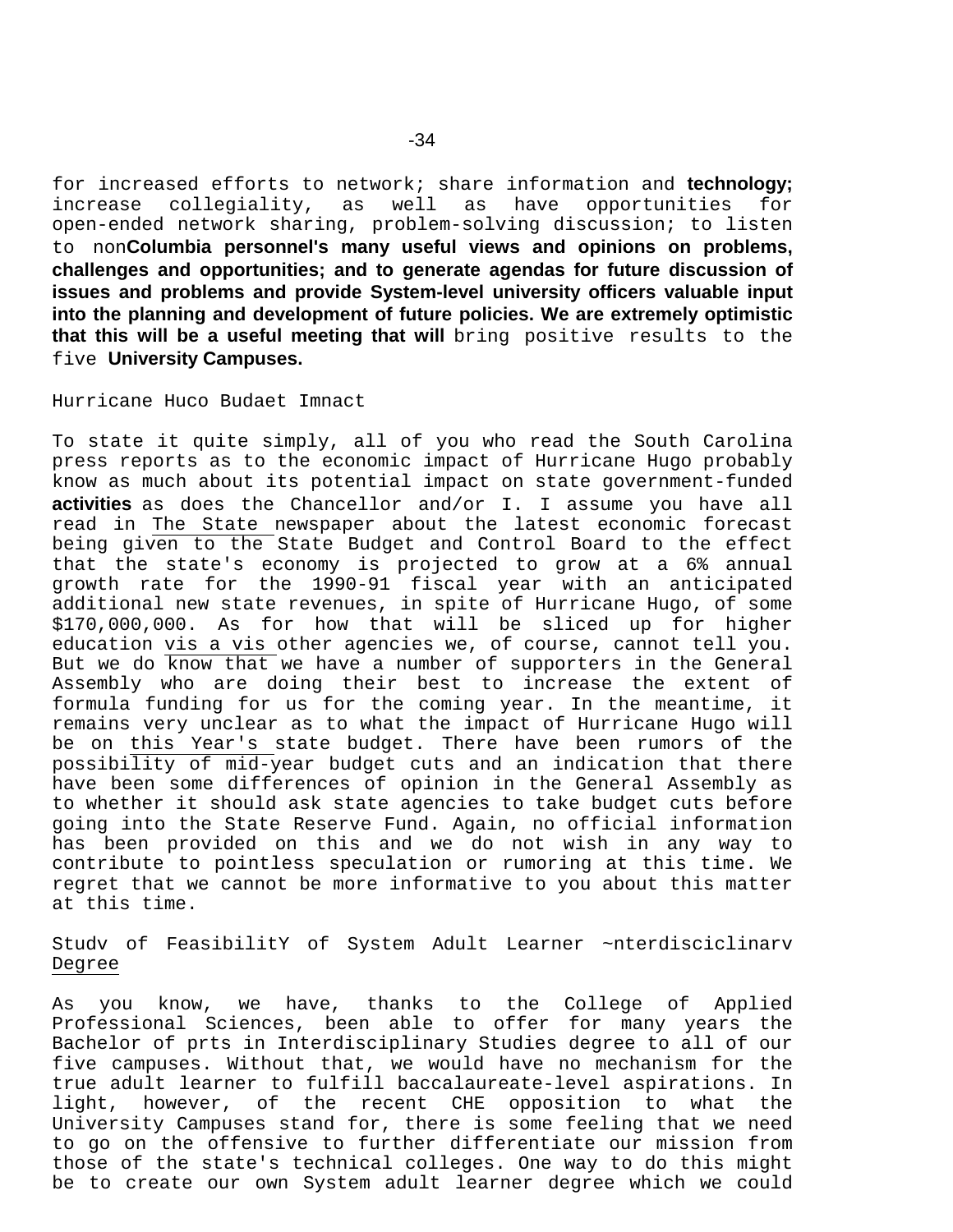for increased efforts to network; share information and **technology;** increase collegiality, as well as have opportunities for open-ended network sharing, problem-solving discussion; to listen to non**Columbia personnel's many useful views and opinions on problems, challenges and opportunities; and to generate agendas for future discussion of issues and problems and provide System-level university officers valuable input into the planning and development of future policies. We are extremely optimistic that this will be a useful meeting that will** bring positive results to the five **University Campuses.**

Hurricane Huco Budaet Imnact

To state it quite simply, all of you who read the South Carolina press reports as to the economic impact of Hurricane Hugo probably know as much about its potential impact on state government-funded **activities** as does the Chancellor and/or I. I assume you have all read in The State newspaper about the latest economic forecast being given to the State Budget and Control Board to the effect that the state's economy is projected to grow at a 6% annual growth rate for the 1990-91 fiscal year with an anticipated additional new state revenues, in spite of Hurricane Hugo, of some $170,000,000. As for how that will be sliced up for higher education vis a vis other agencies we, of course, cannot tell you. But we do know that we have a number of supporters in the General Assembly who are doing their best to increase the extent of formula funding for us for the coming year. In the meantime, it remains very unclear as to what the impact of Hurricane Hugo will be on this Year's state budget. There have been rumors of the possibility of mid-year budget cuts and an indication that there have been some differences of opinion in the General Assembly as to whether it should ask state agencies to take budget cuts before going into the State Reserve Fund. Again, no official information has been provided on this and we do not wish in any way to contribute to pointless speculation or rumoring at this time. We regret that we cannot be more informative to you about this matter at this time.

Studv of FeasibilitY of System Adult Learner ~nterdisciclinarv Degree

As you know, we have, thanks to the College of Applied Professional Sciences, been able to offer for many years the Bachelor of prts in Interdisciplinary Studies degree to all of our five campuses. Without that, we would have no mechanism for the true adult learner to fulfill baccalaureate-level aspirations. In light, however, of the recent CHE opposition to what the University Campuses stand for, there is some feeling that we need to go on the offensive to further differentiate our mission from those of the state's technical colleges. One way to do this might be to create our own System adult learner degree which we could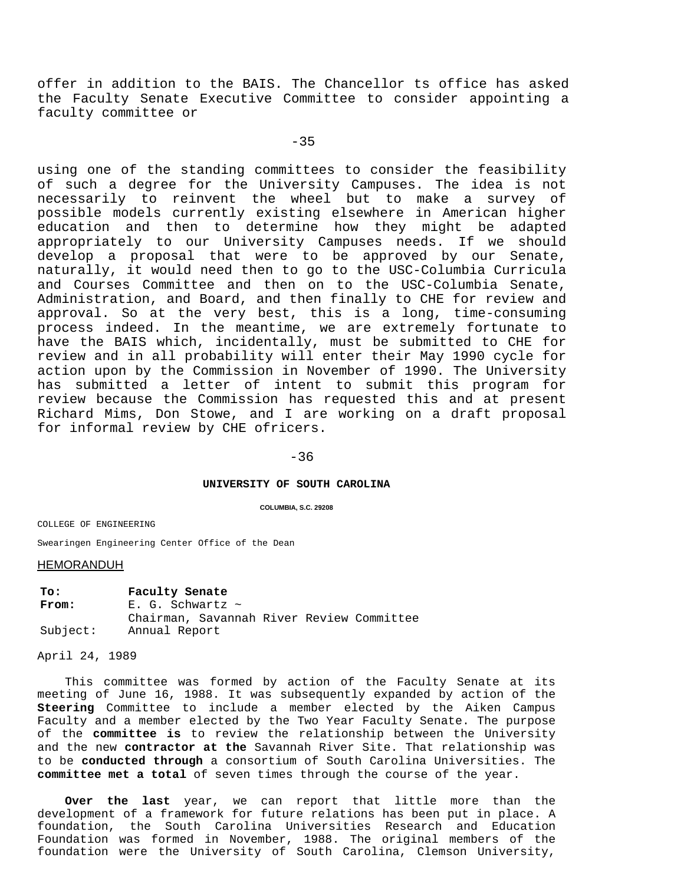offer in addition to the BAIS. The Chancellor ts office has asked the Faculty Senate Executive Committee to consider appointing a faculty committee or

-35

using one of the standing committees to consider the feasibility of such a degree for the University Campuses. The idea is not necessarily to reinvent the wheel but to make a survey of possible models currently existing elsewhere in American higher education and then to determine how they might be adapted appropriately to our University Campuses needs. If we should develop a proposal that were to be approved by our Senate, naturally, it would need then to go to the USC-Columbia Curricula and Courses Committee and then on to the USC-Columbia Senate, Administration, and Board, and then finally to CHE for review and approval. So at the very best, this is a long, time-consuming process indeed. In the meantime, we are extremely fortunate to have the BAIS which, incidentally, must be submitted to CHE for review and in all probability will enter their May 1990 cycle for action upon by the Commission in November of 1990. The University has submitted a letter of intent to submit this program for review because the Commission has requested this and at present Richard Mims, Don Stowe, and I are working on a draft proposal for informal review by CHE ofricers.

-36

**UNIVERSITY OF SOUTH CAROLINA**

**COLUMBIA, S.C. 29208**

COLLEGE OF ENGINEERING

Swearingen Engineering Center Office of the Dean

HEMORANDUH

**To:** **Faculty Senate**
**From:** E. G. Schwartz ~
Chairman, Savannah River Review Committee
Subject: Annual Report

April 24, 1989

This committee was formed by action of the Faculty Senate at its meeting of June 16, 1988. It was subsequently expanded by action of the **Steering** Committee to include a member elected by the Aiken Campus Faculty and a member elected by the Two Year Faculty Senate. The purpose of the **committee is** to review the relationship between the University and the new **contractor at the** Savannah River Site. That relationship was to be **conducted through** a consortium of South Carolina Universities. The **committee met a total** of seven times through the course of the year.

**Over the last** year, we can report that little more than the development of a framework for future relations has been put in place. A foundation, the South Carolina Universities Research and Education Foundation was formed in November, 1988. The original members of the foundation were the University of South Carolina, Clemson University,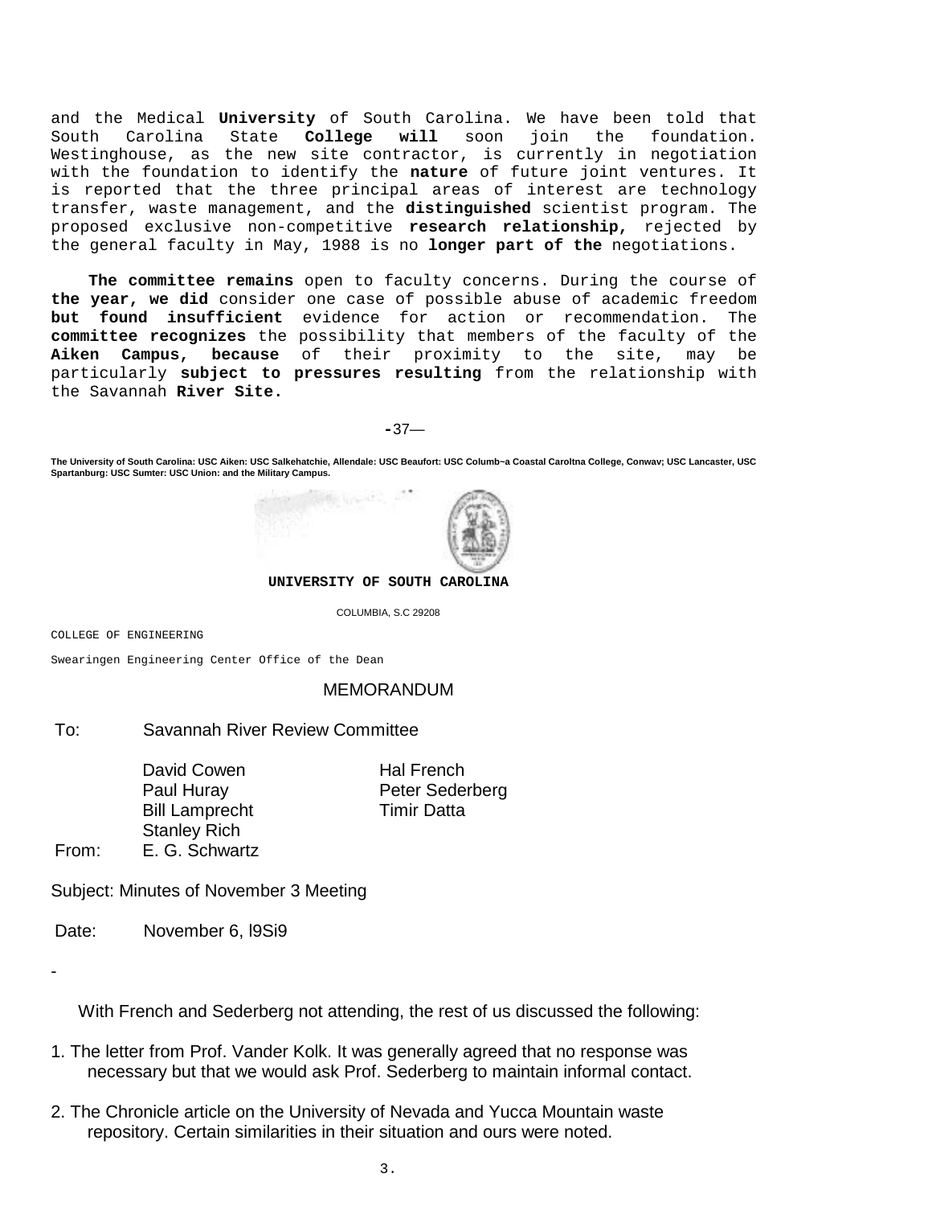and the Medical **University** of South Carolina. We have been told that South Carolina State **College will** soon join the foundation. Westinghouse, as the new site contractor, is currently in negotiation with the foundation to identify the **nature** of future joint ventures. It is reported that the three principal areas of interest are technology transfer, waste management, and the **distinguished** scientist program. The proposed exclusive non-competitive **research relationship,** rejected by the general faculty in May, 1988 is no **longer part of the** negotiations.

**The committee remains** open to faculty concerns. During the course of **the year, we did** consider one case of possible abuse of academic freedom **but found insufficient** evidence for action or recommendation. The **committee recognizes** the possibility that members of the faculty of the **Aiken Campus, because** of their proximity to the site, may be particularly **subject to pressures resulting** from the relationship with the Savannah **River Site.**

-37—

**The University of South Carolina: USC Aiken: USC Salkehatchie, Allendale: USC Beaufort: USC Columb~a Coastal Caroltna College, Conwav; USC Lancaster, USC Spartanburg: USC Sumter: USC Union: and the Military Campus.**

**UNIVERSITY OF SOUTH CAROLINA**

COLUMBIA, S.C 29208

COLLEGE OF ENGINEERING

Swearingen Engineering Center Office of the Dean

## MEMORANDUM

To: Savannah River Review Committee

David Cowen — Hal French
Paul Huray — Peter Sederberg
Bill Lamprecht — Timir Datta
Stanley Rich

From: E. G. Schwartz

Subject: Minutes of November 3 Meeting

Date: November 6, l9Si9

-

With French and Sederberg not attending, the rest of us discussed the following:

1. The letter from Prof. Vander Kolk. It was generally agreed that no response was necessary but that we would ask Prof. Sederberg to maintain informal contact.

2. The Chronicle article on the University of Nevada and Yucca Mountain waste repository. Certain similarities in their situation and ours were noted.

3.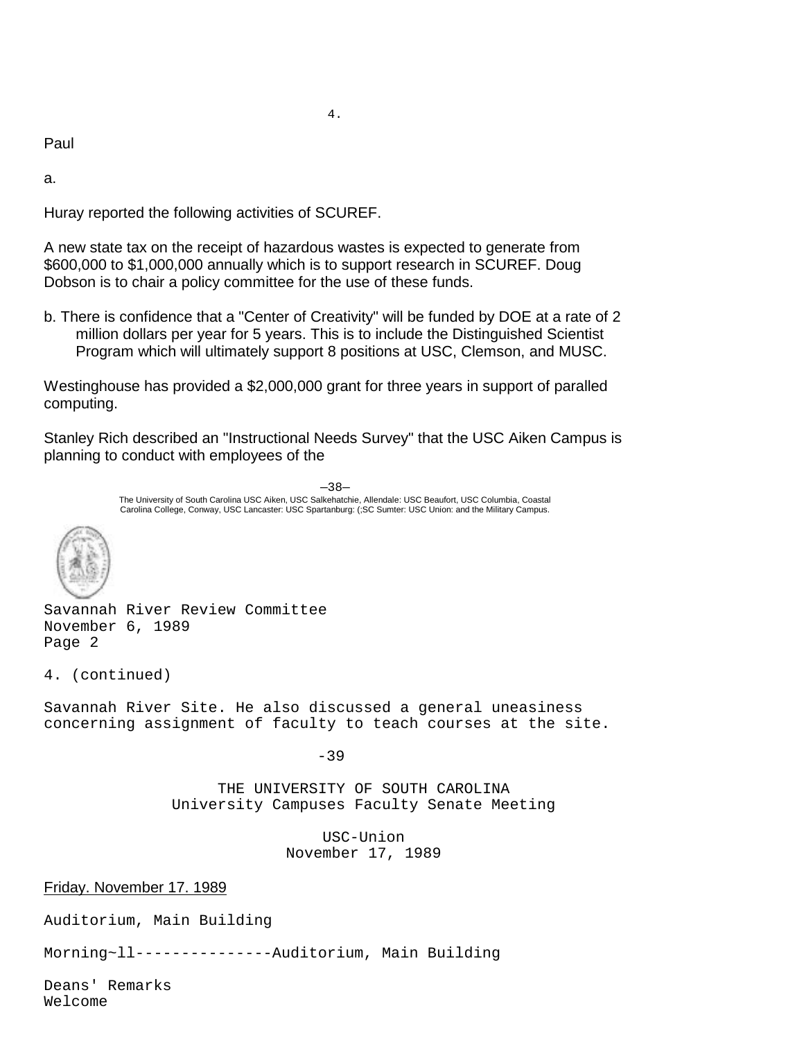4.

Paul

a.

Huray reported the following activities of SCUREF.

A new state tax on the receipt of hazardous wastes is expected to generate from $600,000 to $1,000,000 annually which is to support research in SCUREF. Doug Dobson is to chair a policy committee for the use of these funds.

b. There is confidence that a "Center of Creativity" will be funded by DOE at a rate of 2 million dollars per year for 5 years. This is to include the Distinguished Scientist Program which will ultimately support 8 positions at USC, Clemson, and MUSC.

Westinghouse has provided a $2,000,000 grant for three years in support of paralled computing.

Stanley Rich described an "Instructional Needs Survey" that the USC Aiken Campus is planning to conduct with employees of the

The University of South Carolina USC Aiken, USC Salkehatchie, Allendale: USC Beaufort, USC Columbia, Coastal Carolina College, Conway, USC Lancaster: USC Spartanburg: (;SC Sumter: USC Union: and the Military Campus.

Savannah River Review Committee
November 6, 1989
Page 2

4. (continued)

Savannah River Site. He also discussed a general uneasiness concerning assignment of faculty to teach courses at the site.

THE UNIVERSITY OF SOUTH CAROLINA
University Campuses Faculty Senate Meeting

USC-Union
November 17, 1989

Friday. November 17. 1989

Auditorium, Main Building

Morning~ll---------------Auditorium, Main Building

Deans' Remarks
Welcome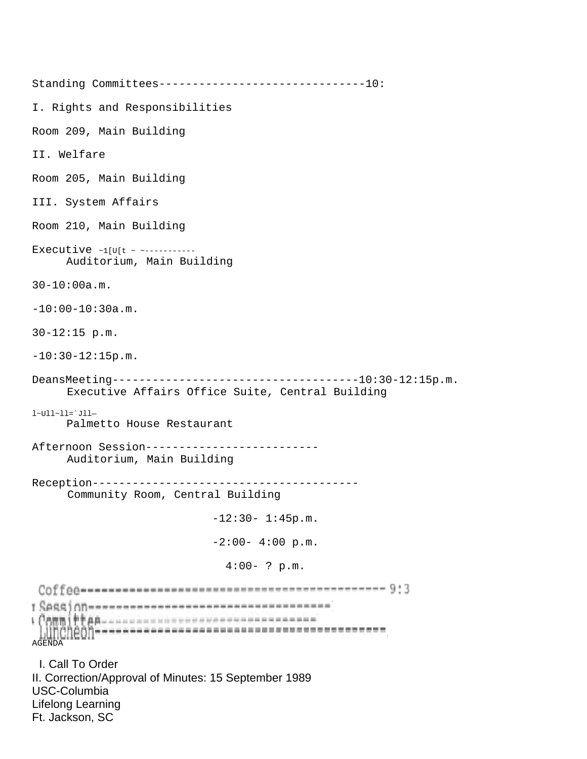Standing Committees------------------------------10:

I. Rights and Responsibilities

Room 209, Main Building

II. Welfare

Room 205, Main Building

III. System Affairs

Room 210, Main Building

Executive ~1[U[t ~ ~-----------
Auditorium, Main Building

30-10:00a.m.

-10:00-10:30a.m.

30-12:15 p.m.

-10:30-12:15p.m.

DeansMeeting------------------------------------10:30-12:15p.m.
Executive Affairs Office Suite, Central Building

l~Ull~ll=`Jll—
Palmetto House Restaurant

Afternoon Session--------------------------
Auditorium, Main Building

Reception---------------------------------------
Community Room, Central Building

-12:30- 1:45p.m.

-2:00- 4:00 p.m.

4:00- ? p.m.

Coffee------------------------------------------- 9:3

Session----------------------------------

Committee--------------------------------

Luncheon----------------------------------------

AGENDA

I. Call To Order

II. Correction/Approval of Minutes: 15 September 1989

USC-Columbia

Lifelong Learning

Ft. Jackson, SC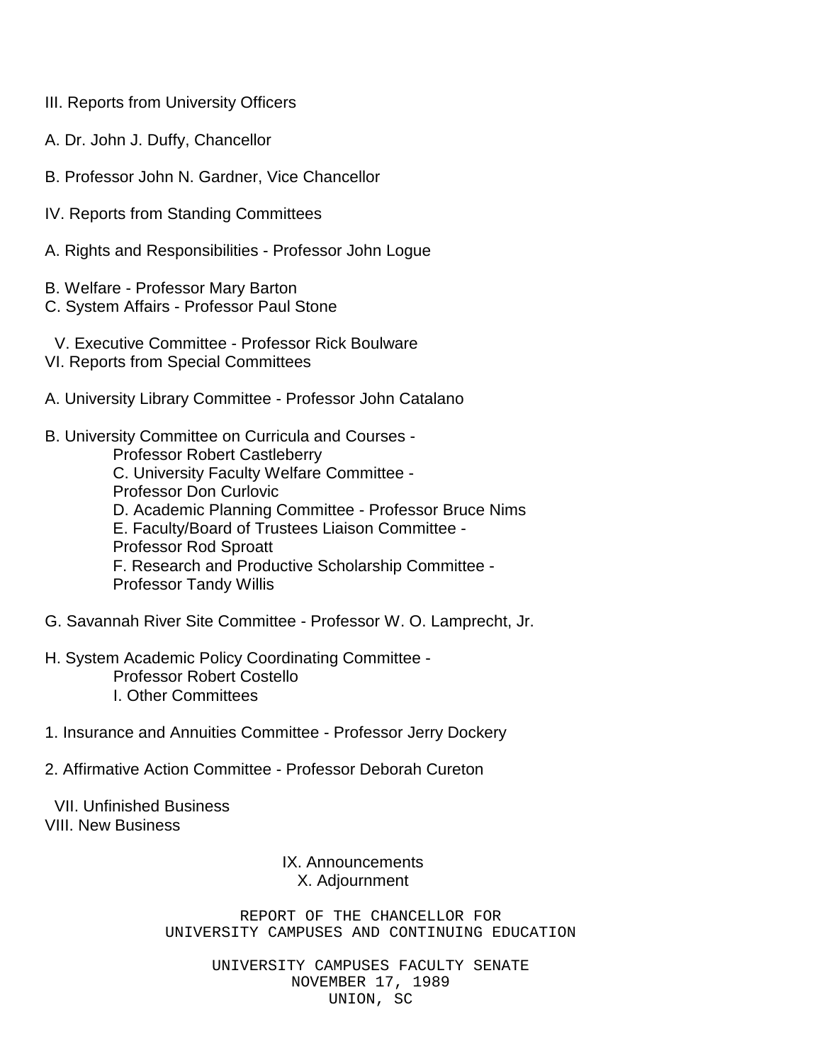III. Reports from University Officers

A. Dr. John J. Duffy, Chancellor

B. Professor John N. Gardner, Vice Chancellor

IV. Reports from Standing Committees

A. Rights and Responsibilities - Professor John Logue

B. Welfare - Professor Mary Barton
C. System Affairs - Professor Paul Stone

V. Executive Committee - Professor Rick Boulware
VI. Reports from Special Committees

A. University Library Committee - Professor John Catalano

B. University Committee on Curricula and Courses - Professor Robert Castleberry
C. University Faculty Welfare Committee - Professor Don Curlovic
D. Academic Planning Committee - Professor Bruce Nims
E. Faculty/Board of Trustees Liaison Committee - Professor Rod Sproatt
F. Research and Productive Scholarship Committee - Professor Tandy Willis

G. Savannah River Site Committee - Professor W. O. Lamprecht, Jr.

H. System Academic Policy Coordinating Committee - Professor Robert Costello
I. Other Committees

1. Insurance and Annuities Committee - Professor Jerry Dockery

2. Affirmative Action Committee - Professor Deborah Cureton

VII. Unfinished Business
VIII. New Business

IX. Announcements
X. Adjournment

REPORT OF THE CHANCELLOR FOR
UNIVERSITY CAMPUSES AND CONTINUING EDUCATION

UNIVERSITY CAMPUSES FACULTY SENATE
NOVEMBER 17, 1989
UNION, SC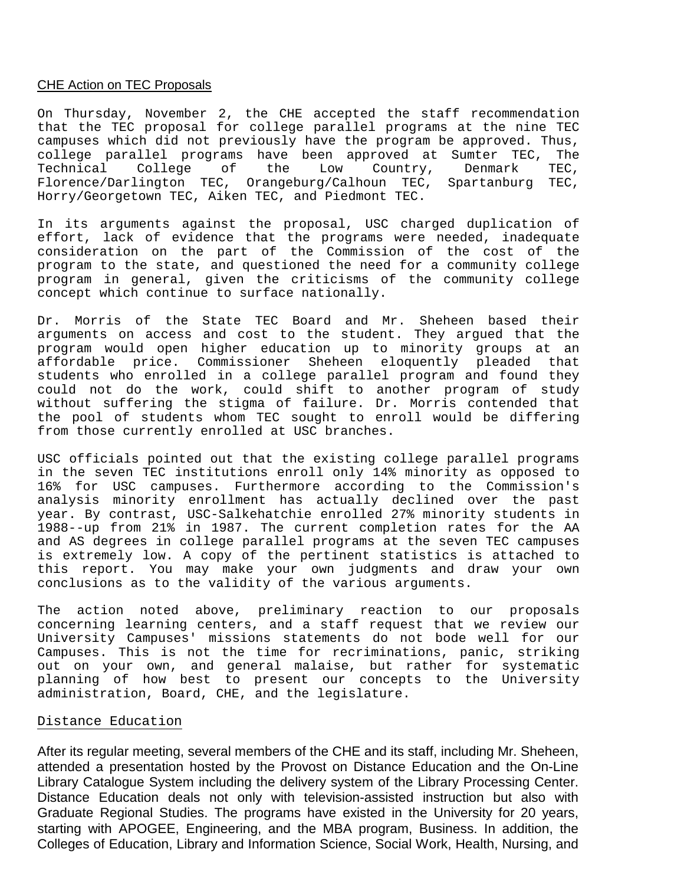CHE Action on TEC Proposals

On Thursday, November 2, the CHE accepted the staff recommendation that the TEC proposal for college parallel programs at the nine TEC campuses which did not previously have the program be approved. Thus, college parallel programs have been approved at Sumter TEC, The Technical College of the Low Country, Denmark TEC, Florence/Darlington TEC, Orangeburg/Calhoun TEC, Spartanburg TEC, Horry/Georgetown TEC, Aiken TEC, and Piedmont TEC.

In its arguments against the proposal, USC charged duplication of effort, lack of evidence that the programs were needed, inadequate consideration on the part of the Commission of the cost of the program to the state, and questioned the need for a community college program in general, given the criticisms of the community college concept which continue to surface nationally.

Dr. Morris of the State TEC Board and Mr. Sheheen based their arguments on access and cost to the student. They argued that the program would open higher education up to minority groups at an affordable price. Commissioner Sheheen eloquently pleaded that students who enrolled in a college parallel program and found they could not do the work, could shift to another program of study without suffering the stigma of failure. Dr. Morris contended that the pool of students whom TEC sought to enroll would be differing from those currently enrolled at USC branches.

USC officials pointed out that the existing college parallel programs in the seven TEC institutions enroll only 14% minority as opposed to 16% for USC campuses. Furthermore according to the Commission's analysis minority enrollment has actually declined over the past year. By contrast, USC-Salkehatchie enrolled 27% minority students in 1988--up from 21% in 1987. The current completion rates for the AA and AS degrees in college parallel programs at the seven TEC campuses is extremely low. A copy of the pertinent statistics is attached to this report. You may make your own judgments and draw your own conclusions as to the validity of the various arguments.

The action noted above, preliminary reaction to our proposals concerning learning centers, and a staff request that we review our University Campuses' missions statements do not bode well for our Campuses. This is not the time for recriminations, panic, striking out on your own, and general malaise, but rather for systematic planning of how best to present our concepts to the University administration, Board, CHE, and the legislature.

Distance Education

After its regular meeting, several members of the CHE and its staff, including Mr. Sheheen, attended a presentation hosted by the Provost on Distance Education and the On-Line Library Catalogue System including the delivery system of the Library Processing Center. Distance Education deals not only with television-assisted instruction but also with Graduate Regional Studies. The programs have existed in the University for 20 years, starting with APOGEE, Engineering, and the MBA program, Business. In addition, the Colleges of Education, Library and Information Science, Social Work, Health, Nursing, and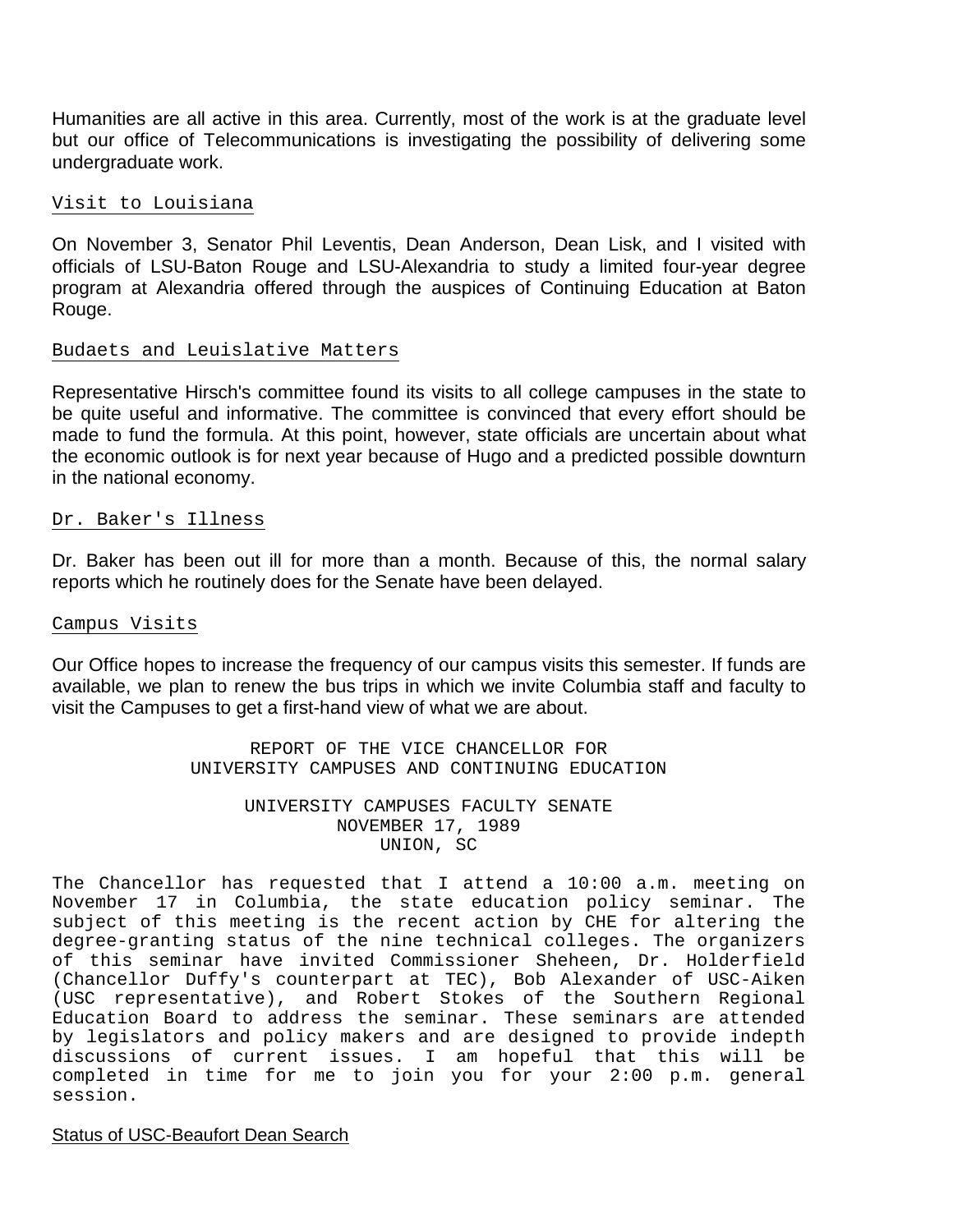Humanities are all active in this area. Currently, most of the work is at the graduate level but our office of Telecommunications is investigating the possibility of delivering some undergraduate work.

Visit to Louisiana

On November 3, Senator Phil Leventis, Dean Anderson, Dean Lisk, and I visited with officials of LSU-Baton Rouge and LSU-Alexandria to study a limited four-year degree program at Alexandria offered through the auspices of Continuing Education at Baton Rouge.

Budaets and Leuislative Matters

Representative Hirsch's committee found its visits to all college campuses in the state to be quite useful and informative. The committee is convinced that every effort should be made to fund the formula. At this point, however, state officials are uncertain about what the economic outlook is for next year because of Hugo and a predicted possible downturn in the national economy.

Dr. Baker's Illness

Dr. Baker has been out ill for more than a month. Because of this, the normal salary reports which he routinely does for the Senate have been delayed.

Campus Visits

Our Office hopes to increase the frequency of our campus visits this semester. If funds are available, we plan to renew the bus trips in which we invite Columbia staff and faculty to visit the Campuses to get a first-hand view of what we are about.

REPORT OF THE VICE CHANCELLOR FOR
UNIVERSITY CAMPUSES AND CONTINUING EDUCATION

UNIVERSITY CAMPUSES FACULTY SENATE
NOVEMBER 17, 1989
UNION, SC

The Chancellor has requested that I attend a 10:00 a.m. meeting on November 17 in Columbia, the state education policy seminar. The subject of this meeting is the recent action by CHE for altering the degree-granting status of the nine technical colleges. The organizers of this seminar have invited Commissioner Sheheen, Dr. Holderfield (Chancellor Duffy's counterpart at TEC), Bob Alexander of USC-Aiken (USC representative), and Robert Stokes of the Southern Regional Education Board to address the seminar. These seminars are attended by legislators and policy makers and are designed to provide indepth discussions of current issues. I am hopeful that this will be completed in time for me to join you for your 2:00 p.m. general session.

Status of USC-Beaufort Dean Search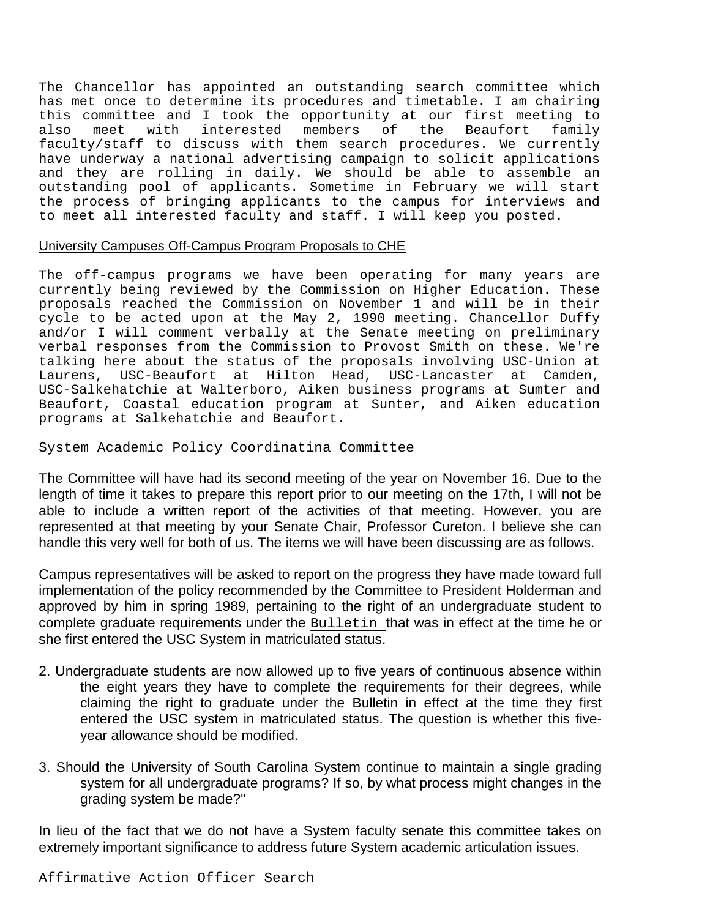The Chancellor has appointed an outstanding search committee which has met once to determine its procedures and timetable. I am chairing this committee and I took the opportunity at our first meeting to also meet with interested members of the Beaufort family faculty/staff to discuss with them search procedures. We currently have underway a national advertising campaign to solicit applications and they are rolling in daily. We should be able to assemble an outstanding pool of applicants. Sometime in February we will start the process of bringing applicants to the campus for interviews and to meet all interested faculty and staff. I will keep you posted.

<u>University Campuses Off-Campus Program Proposals to CHE</u>

The off-campus programs we have been operating for many years are currently being reviewed by the Commission on Higher Education. These proposals reached the Commission on November 1 and will be in their cycle to be acted upon at the May 2, 1990 meeting. Chancellor Duffy and/or I will comment verbally at the Senate meeting on preliminary verbal responses from the Commission to Provost Smith on these. We're talking here about the status of the proposals involving USC-Union at Laurens, USC-Beaufort at Hilton Head, USC-Lancaster at Camden, USC-Salkehatchie at Walterboro, Aiken business programs at Sumter and Beaufort, Coastal education program at Sunter, and Aiken education programs at Salkehatchie and Beaufort.

<u>System Academic Policy Coordinatina Committee</u>

The Committee will have had its second meeting of the year on November 16. Due to the length of time it takes to prepare this report prior to our meeting on the 17th, I will not be able to include a written report of the activities of that meeting. However, you are represented at that meeting by your Senate Chair, Professor Cureton. I believe she can handle this very well for both of us. The items we will have been discussing are as follows.

Campus representatives will be asked to report on the progress they have made toward full implementation of the policy recommended by the Committee to President Holderman and approved by him in spring 1989, pertaining to the right of an undergraduate student to complete graduate requirements under the <u>Bulletin</u> that was in effect at the time he or she first entered the USC System in matriculated status.

2. Undergraduate students are now allowed up to five years of continuous absence within the eight years they have to complete the requirements for their degrees, while claiming the right to graduate under the Bulletin in effect at the time they first entered the USC system in matriculated status. The question is whether this five-year allowance should be modified.

3. Should the University of South Carolina System continue to maintain a single grading system for all undergraduate programs? If so, by what process might changes in the grading system be made?"

In lieu of the fact that we do not have a System faculty senate this committee takes on extremely important significance to address future System academic articulation issues.

<u>Affirmative Action Officer Search</u>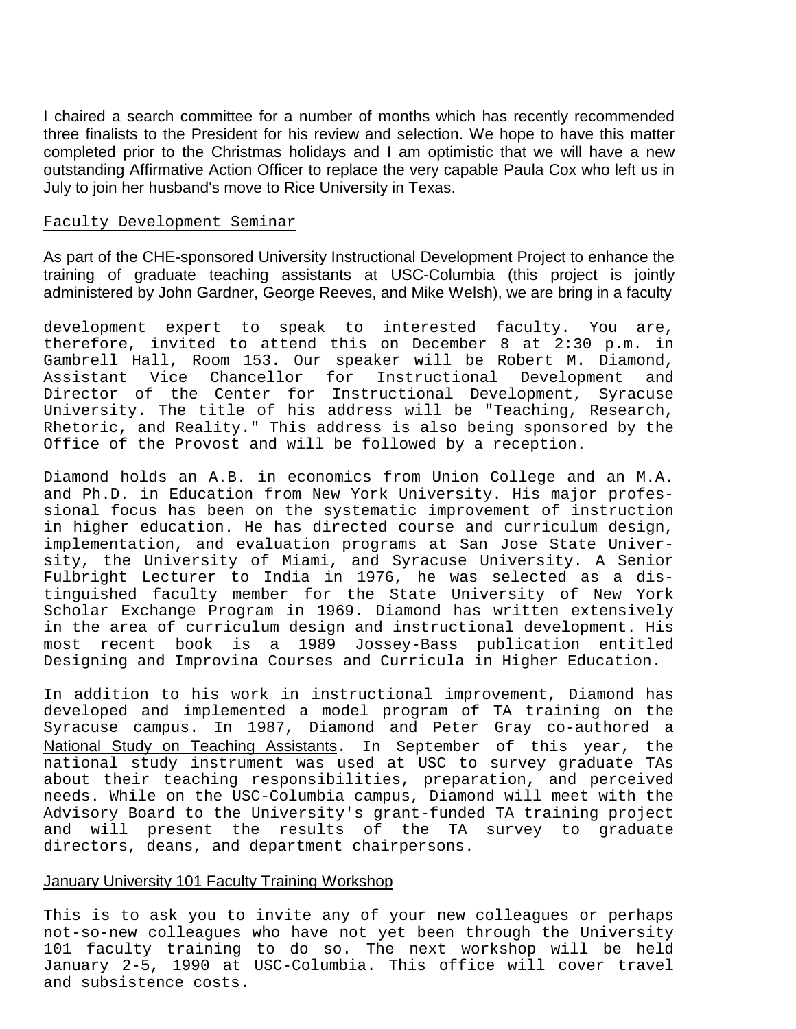I chaired a search committee for a number of months which has recently recommended three finalists to the President for his review and selection. We hope to have this matter completed prior to the Christmas holidays and I am optimistic that we will have a new outstanding Affirmative Action Officer to replace the very capable Paula Cox who left us in July to join her husband's move to Rice University in Texas.

Faculty Development Seminar

As part of the CHE-sponsored University Instructional Development Project to enhance the training of graduate teaching assistants at USC-Columbia (this project is jointly administered by John Gardner, George Reeves, and Mike Welsh), we are bring in a faculty development expert to speak to interested faculty. You are, therefore, invited to attend this on December 8 at 2:30 p.m. in Gambrell Hall, Room 153. Our speaker will be Robert M. Diamond, Assistant Vice Chancellor for Instructional Development and Director of the Center for Instructional Development, Syracuse University. The title of his address will be "Teaching, Research, Rhetoric, and Reality." This address is also being sponsored by the Office of the Provost and will be followed by a reception.

Diamond holds an A.B. in economics from Union College and an M.A. and Ph.D. in Education from New York University. His major professional focus has been on the systematic improvement of instruction in higher education. He has directed course and curriculum design, implementation, and evaluation programs at San Jose State University, the University of Miami, and Syracuse University. A Senior Fulbright Lecturer to India in 1976, he was selected as a distinguished faculty member for the State University of New York Scholar Exchange Program in 1969. Diamond has written extensively in the area of curriculum design and instructional development. His most recent book is a 1989 Jossey-Bass publication entitled Designing and Improvina Courses and Curricula in Higher Education.

In addition to his work in instructional improvement, Diamond has developed and implemented a model program of TA training on the Syracuse campus. In 1987, Diamond and Peter Gray co-authored a National Study on Teaching Assistants. In September of this year, the national study instrument was used at USC to survey graduate TAs about their teaching responsibilities, preparation, and perceived needs. While on the USC-Columbia campus, Diamond will meet with the Advisory Board to the University's grant-funded TA training project and will present the results of the TA survey to graduate directors, deans, and department chairpersons.

January University 101 Faculty Training Workshop

This is to ask you to invite any of your new colleagues or perhaps not-so-new colleagues who have not yet been through the University 101 faculty training to do so. The next workshop will be held January 2-5, 1990 at USC-Columbia. This office will cover travel and subsistence costs.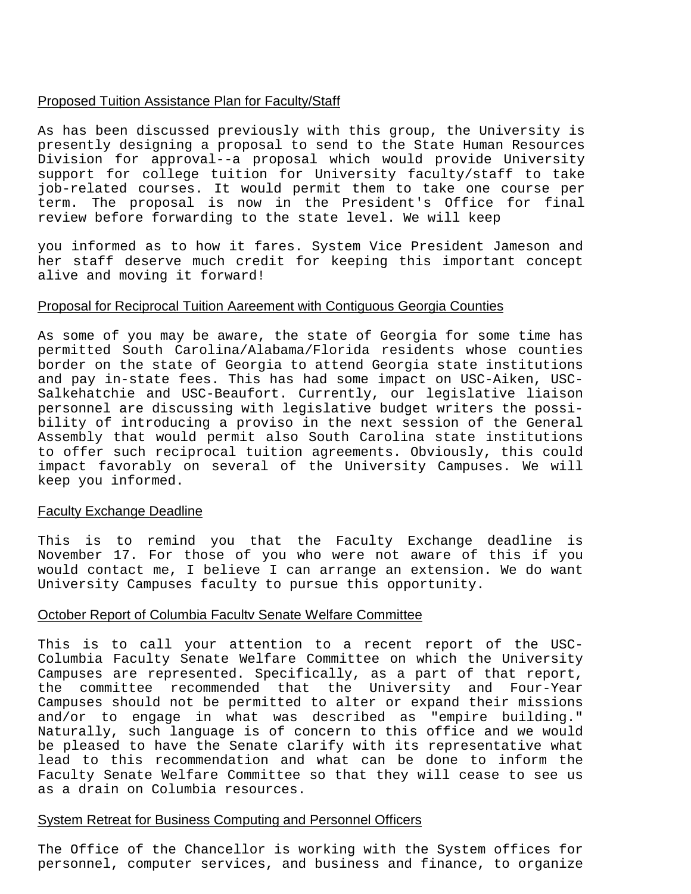## Proposed Tuition Assistance Plan for Faculty/Staff

As has been discussed previously with this group, the University is presently designing a proposal to send to the State Human Resources Division for approval--a proposal which would provide University support for college tuition for University faculty/staff to take job-related courses. It would permit them to take one course per term. The proposal is now in the President's Office for final review before forwarding to the state level. We will keep you informed as to how it fares. System Vice President Jameson and her staff deserve much credit for keeping this important concept alive and moving it forward!

## Proposal for Reciprocal Tuition Aareement with Contiguous Georgia Counties

As some of you may be aware, the state of Georgia for some time has permitted South Carolina/Alabama/Florida residents whose counties border on the state of Georgia to attend Georgia state institutions and pay in-state fees. This has had some impact on USC-Aiken, USC-Salkehatchie and USC-Beaufort. Currently, our legislative liaison personnel are discussing with legislative budget writers the possibility of introducing a proviso in the next session of the General Assembly that would permit also South Carolina state institutions to offer such reciprocal tuition agreements. Obviously, this could impact favorably on several of the University Campuses. We will keep you informed.

## Faculty Exchange Deadline

This is to remind you that the Faculty Exchange deadline is November 17. For those of you who were not aware of this if you would contact me, I believe I can arrange an extension. We do want University Campuses faculty to pursue this opportunity.

## October Report of Columbia Facultv Senate Welfare Committee

This is to call your attention to a recent report of the USC-Columbia Faculty Senate Welfare Committee on which the University Campuses are represented. Specifically, as a part of that report, the committee recommended that the University and Four-Year Campuses should not be permitted to alter or expand their missions and/or to engage in what was described as "empire building." Naturally, such language is of concern to this office and we would be pleased to have the Senate clarify with its representative what lead to this recommendation and what can be done to inform the Faculty Senate Welfare Committee so that they will cease to see us as a drain on Columbia resources.

## System Retreat for Business Computing and Personnel Officers

The Office of the Chancellor is working with the System offices for personnel, computer services, and business and finance, to organize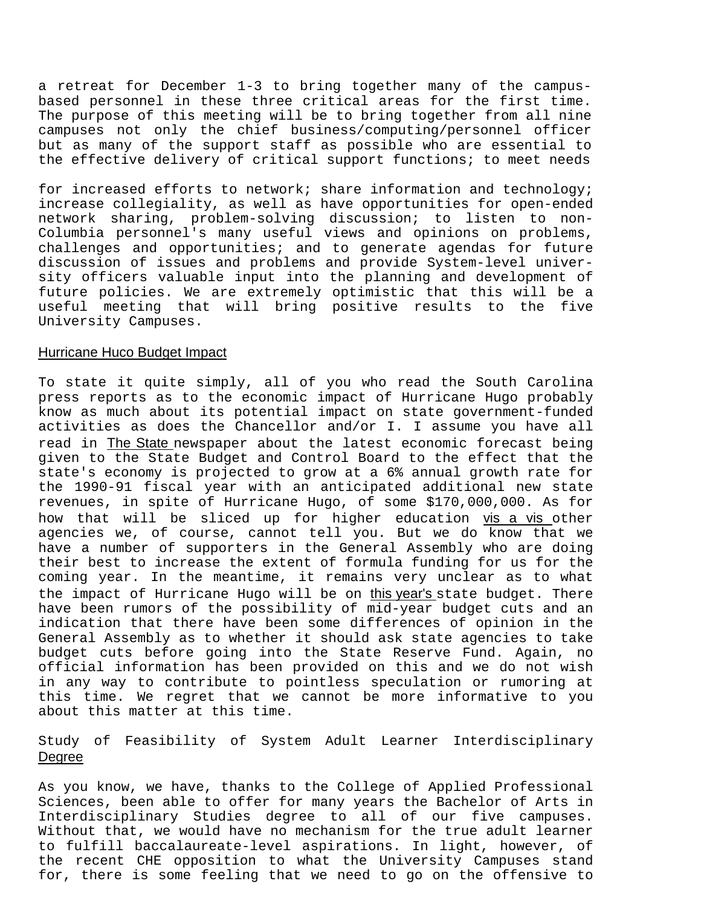a retreat for December 1-3 to bring together many of the campus-based personnel in these three critical areas for the first time. The purpose of this meeting will be to bring together from all nine campuses not only the chief business/computing/personnel officer but as many of the support staff as possible who are essential to the effective delivery of critical support functions; to meet needs

for increased efforts to network; share information and technology; increase collegiality, as well as have opportunities for open-ended network sharing, problem-solving discussion; to listen to non-Columbia personnel's many useful views and opinions on problems, challenges and opportunities; and to generate agendas for future discussion of issues and problems and provide System-level university officers valuable input into the planning and development of future policies. We are extremely optimistic that this will be a useful meeting that will bring positive results to the five University Campuses.

<u>Hurricane Huco Budget Impact</u>

To state it quite simply, all of you who read the South Carolina press reports as to the economic impact of Hurricane Hugo probably know as much about its potential impact on state government-funded activities as does the Chancellor and/or I. I assume you have all read in <u>The State</u> newspaper about the latest economic forecast being given to the State Budget and Control Board to the effect that the state's economy is projected to grow at a 6% annual growth rate for the 1990-91 fiscal year with an anticipated additional new state revenues, in spite of Hurricane Hugo, of some $170,000,000. As for how that will be sliced up for higher education <u>vis a vis</u> other agencies we, of course, cannot tell you. But we do know that we have a number of supporters in the General Assembly who are doing their best to increase the extent of formula funding for us for the coming year. In the meantime, it remains very unclear as to what the impact of Hurricane Hugo will be on <u>this year's</u> state budget. There have been rumors of the possibility of mid-year budget cuts and an indication that there have been some differences of opinion in the General Assembly as to whether it should ask state agencies to take budget cuts before going into the State Reserve Fund. Again, no official information has been provided on this and we do not wish in any way to contribute to pointless speculation or rumoring at this time. We regret that we cannot be more informative to you about this matter at this time.

<u>Study of Feasibility of System Adult Learner Interdisciplinary Degree</u>

As you know, we have, thanks to the College of Applied Professional Sciences, been able to offer for many years the Bachelor of Arts in Interdisciplinary Studies degree to all of our five campuses. Without that, we would have no mechanism for the true adult learner to fulfill baccalaureate-level aspirations. In light, however, of the recent CHE opposition to what the University Campuses stand for, there is some feeling that we need to go on the offensive to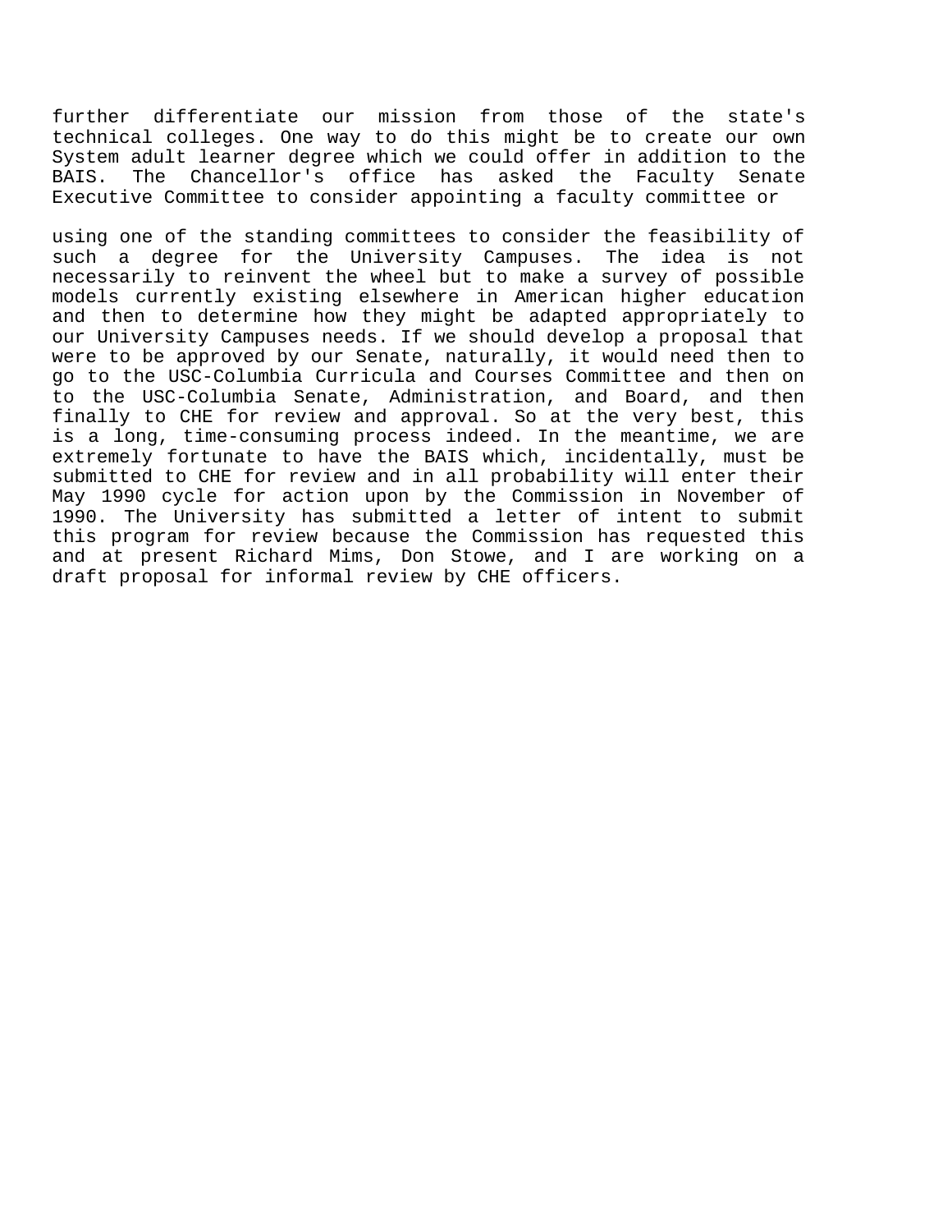further differentiate our mission from those of the state's technical colleges. One way to do this might be to create our own System adult learner degree which we could offer in addition to the BAIS. The Chancellor's office has asked the Faculty Senate Executive Committee to consider appointing a faculty committee or

using one of the standing committees to consider the feasibility of such a degree for the University Campuses. The idea is not necessarily to reinvent the wheel but to make a survey of possible models currently existing elsewhere in American higher education and then to determine how they might be adapted appropriately to our University Campuses needs. If we should develop a proposal that were to be approved by our Senate, naturally, it would need then to go to the USC-Columbia Curricula and Courses Committee and then on to the USC-Columbia Senate, Administration, and Board, and then finally to CHE for review and approval. So at the very best, this is a long, time-consuming process indeed. In the meantime, we are extremely fortunate to have the BAIS which, incidentally, must be submitted to CHE for review and in all probability will enter their May 1990 cycle for action upon by the Commission in November of 1990. The University has submitted a letter of intent to submit this program for review because the Commission has requested this and at present Richard Mims, Don Stowe, and I are working on a draft proposal for informal review by CHE officers.